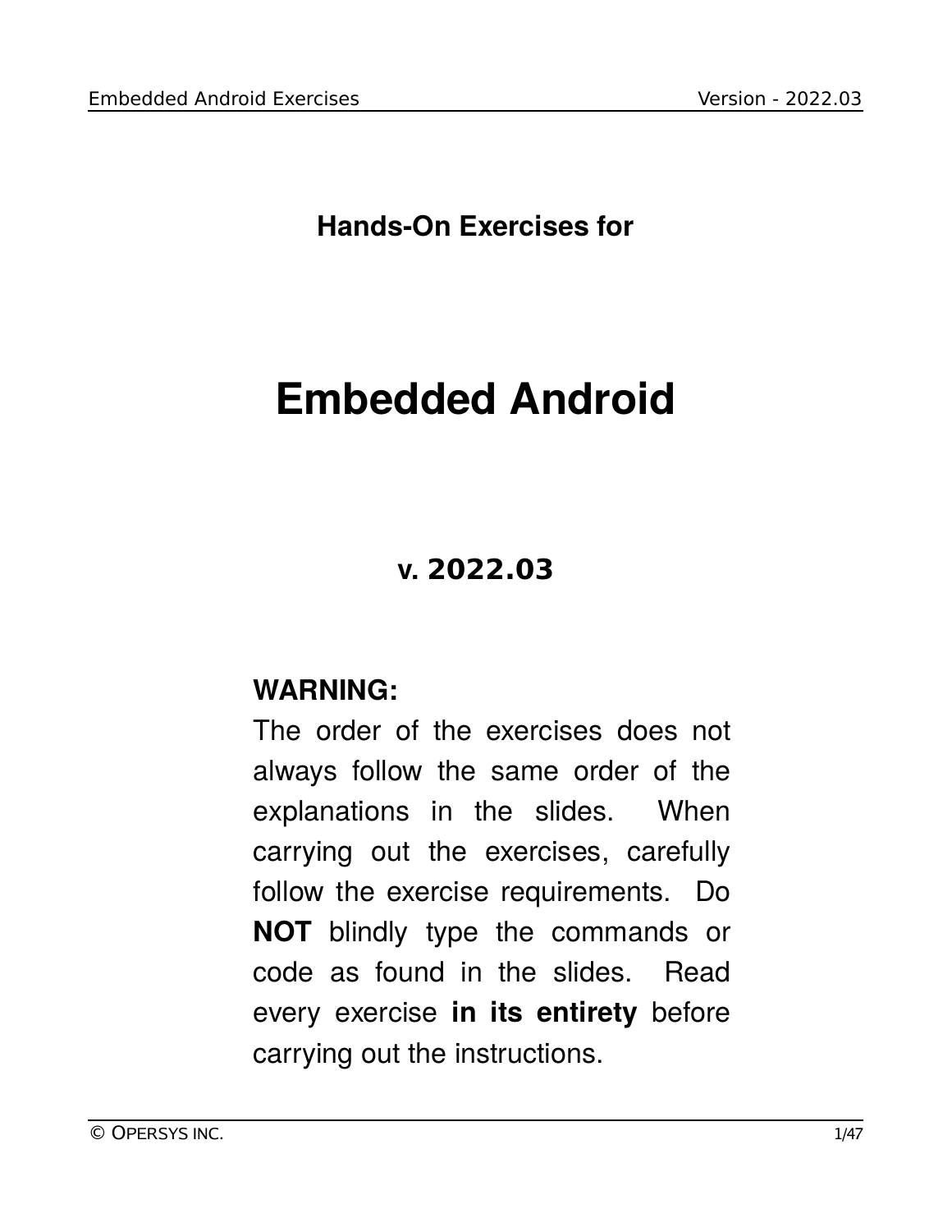**Hands-On Exercises for**

# Embedded Android

## v. 2022.03

**WARNING:**

The order of the exercises does not always follow the same order of the explanations in the slides. When carrying out the exercises, carefully follow the exercise requirements. Do **NOT** blindly type the commands or code as found in the slides. Read every exercise **in its entirety** before carrying out the instructions.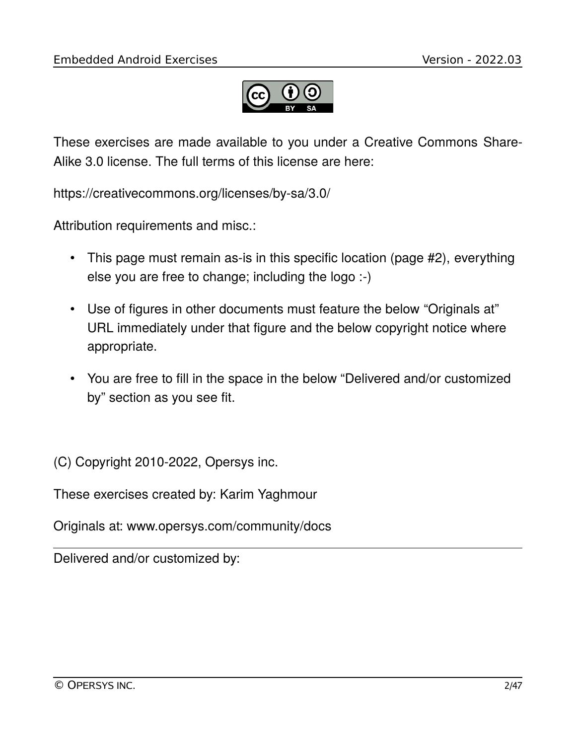These exercises are made available to you under a Creative Commons Share-Alike 3.0 license. The full terms of this license are here:

https://creativecommons.org/licenses/by-sa/3.0/

Attribution requirements and misc.:

- This page must remain as-is in this specific location (page #2), everything else you are free to change; including the logo :-)
- Use of figures in other documents must feature the below "Originals at" URL immediately under that figure and the below copyright notice where appropriate.
- You are free to fill in the space in the below "Delivered and/or customized by" section as you see fit.

(C) Copyright 2010-2022, Opersys inc.

These exercises created by: Karim Yaghmour

Originals at: www.opersys.com/community/docs

---

Delivered and/or customized by: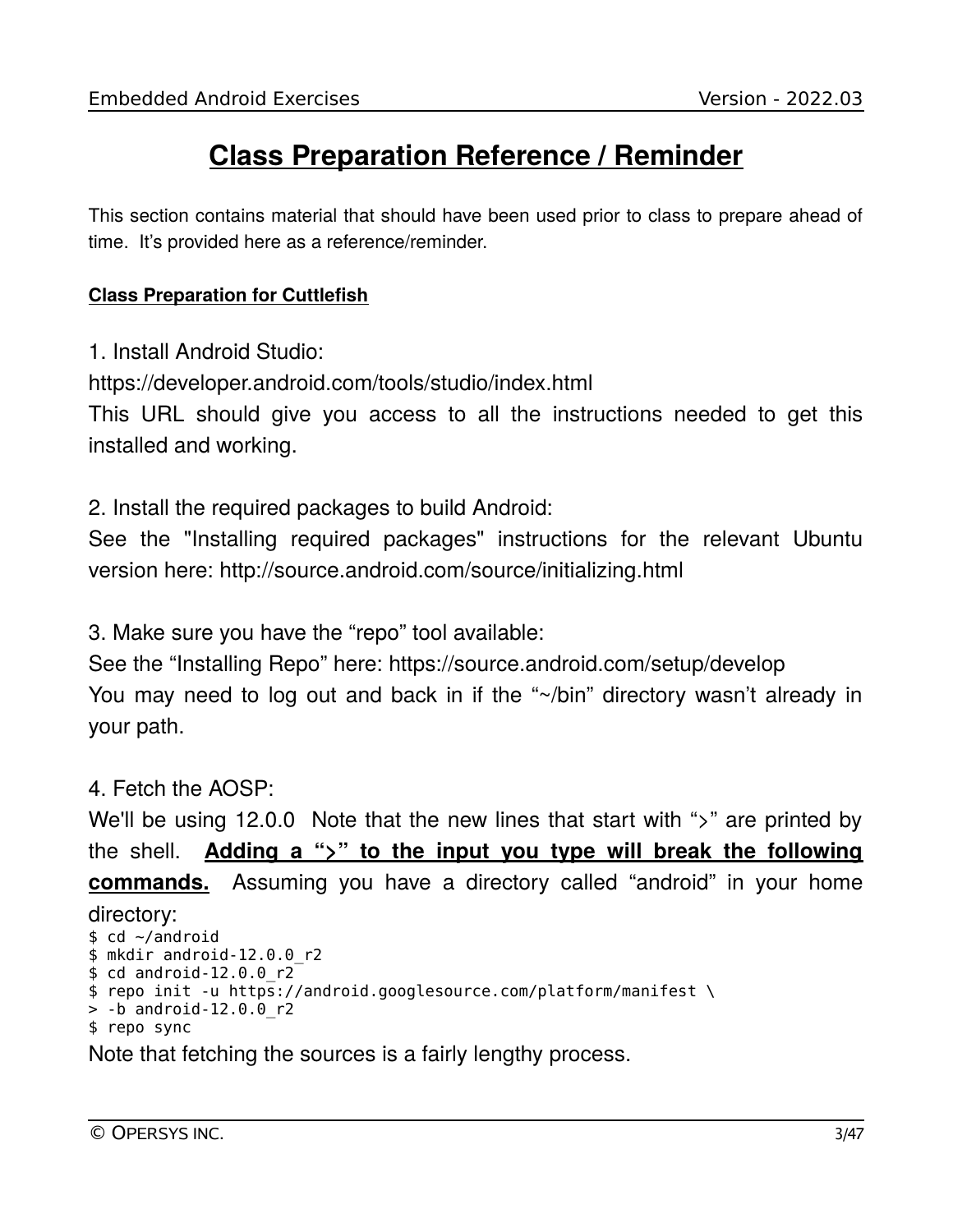# Class Preparation Reference / Reminder

This section contains material that should have been used prior to class to prepare ahead of time. It's provided here as a reference/reminder.

**Class Preparation for Cuttlefish**

1. Install Android Studio:
https://developer.android.com/tools/studio/index.html
This URL should give you access to all the instructions needed to get this installed and working.

2. Install the required packages to build Android:
See the "Installing required packages" instructions for the relevant Ubuntu version here: http://source.android.com/source/initializing.html

3. Make sure you have the "repo" tool available:
See the "Installing Repo" here: https://source.android.com/setup/develop
You may need to log out and back in if the "~/bin" directory wasn't already in your path.

4. Fetch the AOSP:
We'll be using 12.0.0 Note that the new lines that start with ">" are printed by the shell. **Adding a ">" to the input you type will break the following commands.** Assuming you have a directory called "android" in your home directory:

```
$ cd ~/android
$ mkdir android-12.0.0_r2
$ cd android-12.0.0_r2
$ repo init -u https://android.googlesource.com/platform/manifest \
> -b android-12.0.0_r2
$ repo sync
```

Note that fetching the sources is a fairly lengthy process.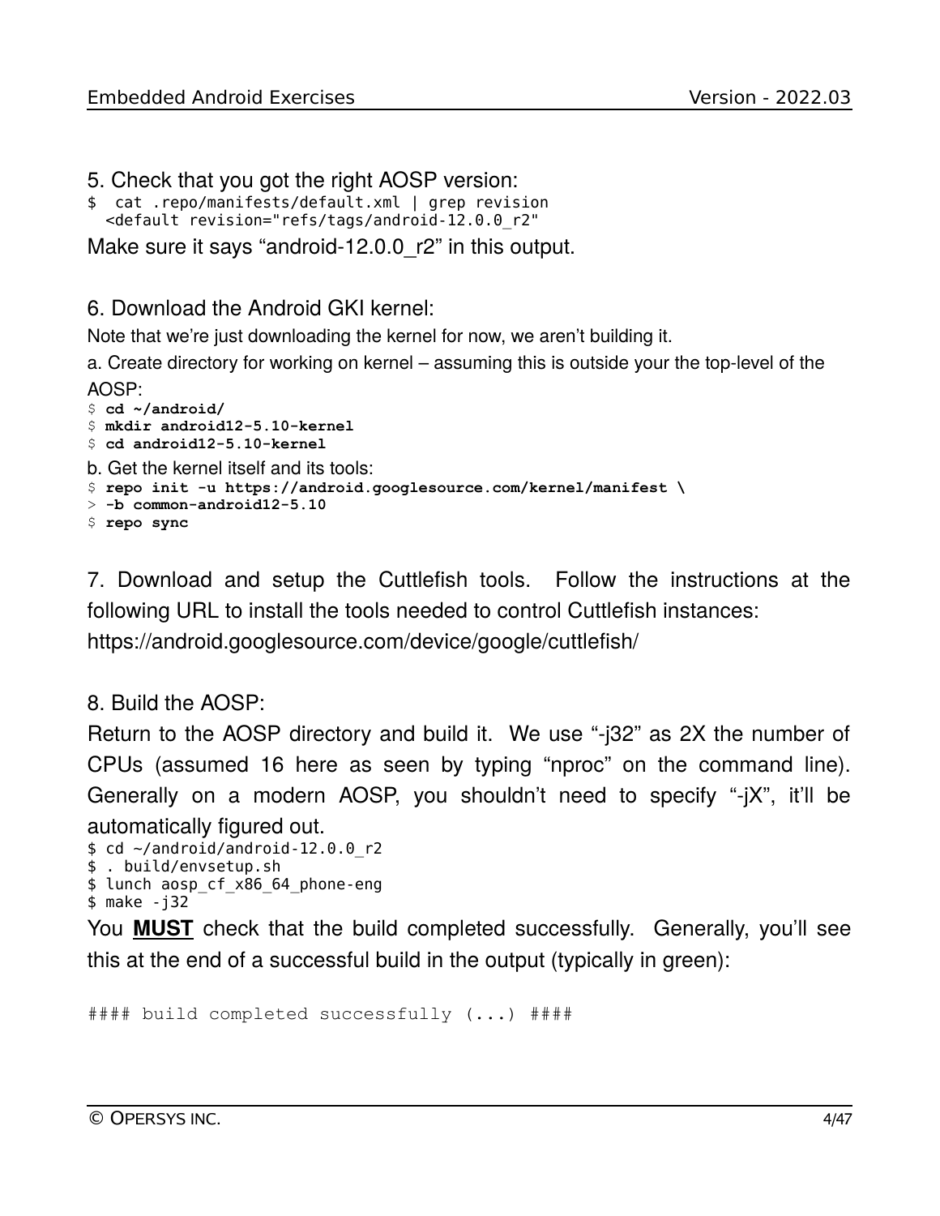5. Check that you got the right AOSP version:

```
$  cat .repo/manifests/default.xml | grep revision
  <default revision="refs/tags/android-12.0.0_r2"
```

Make sure it says “android-12.0.0_r2” in this output.

6. Download the Android GKI kernel:

Note that we’re just downloading the kernel for now, we aren’t building it.

a. Create directory for working on kernel – assuming this is outside your the top-level of the AOSP:

```
$ cd ~/android/
$ mkdir android12-5.10-kernel
$ cd android12-5.10-kernel
```

b. Get the kernel itself and its tools:

```
$ repo init -u https://android.googlesource.com/kernel/manifest \
> -b common-android12-5.10
$ repo sync
```

7. Download and setup the Cuttlefish tools. Follow the instructions at the following URL to install the tools needed to control Cuttlefish instances: https://android.googlesource.com/device/google/cuttlefish/

8. Build the AOSP:

Return to the AOSP directory and build it. We use “-j32” as 2X the number of CPUs (assumed 16 here as seen by typing “nproc” on the command line). Generally on a modern AOSP, you shouldn’t need to specify “-jX”, it’ll be automatically figured out.

```
$ cd ~/android/android-12.0.0_r2
$ . build/envsetup.sh
$ lunch aosp_cf_x86_64_phone-eng
$ make -j32
```

You **MUST** check that the build completed successfully. Generally, you’ll see this at the end of a successful build in the output (typically in green):

```
#### build completed successfully (...) ####
```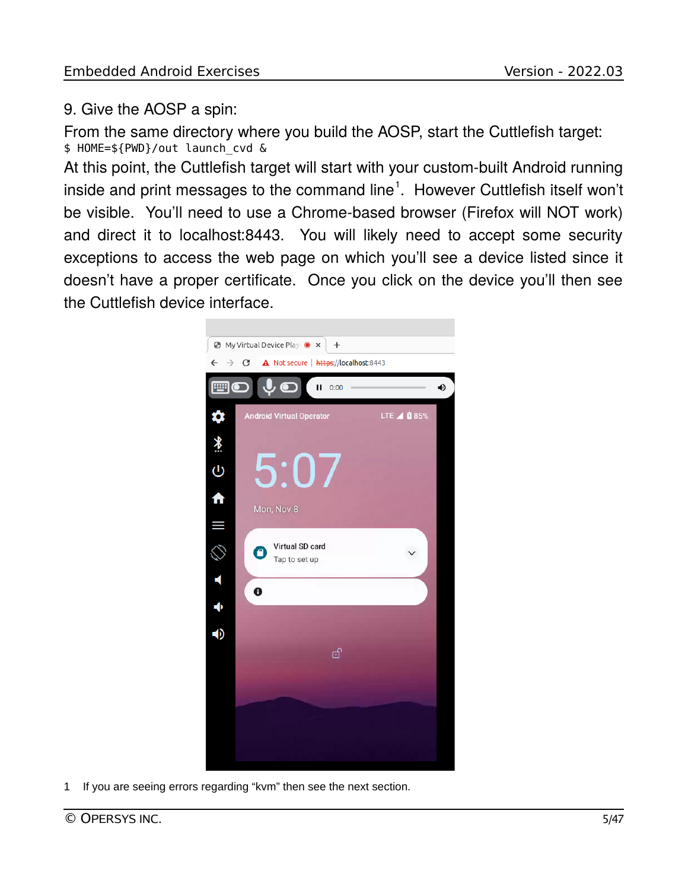9. Give the AOSP a spin:

From the same directory where you build the AOSP, start the Cuttlefish target:

```
$ HOME=${PWD}/out launch_cvd &
```

At this point, the Cuttlefish target will start with your custom-built Android running inside and print messages to the command line[1]. However Cuttlefish itself won't be visible. You'll need to use a Chrome-based browser (Firefox will NOT work) and direct it to localhost:8443. You will likely need to accept some security exceptions to access the web page on which you'll see a device listed since it doesn't have a proper certificate. Once you click on the device you'll then see the Cuttlefish device interface.

1 If you are seeing errors regarding "kvm" then see the next section.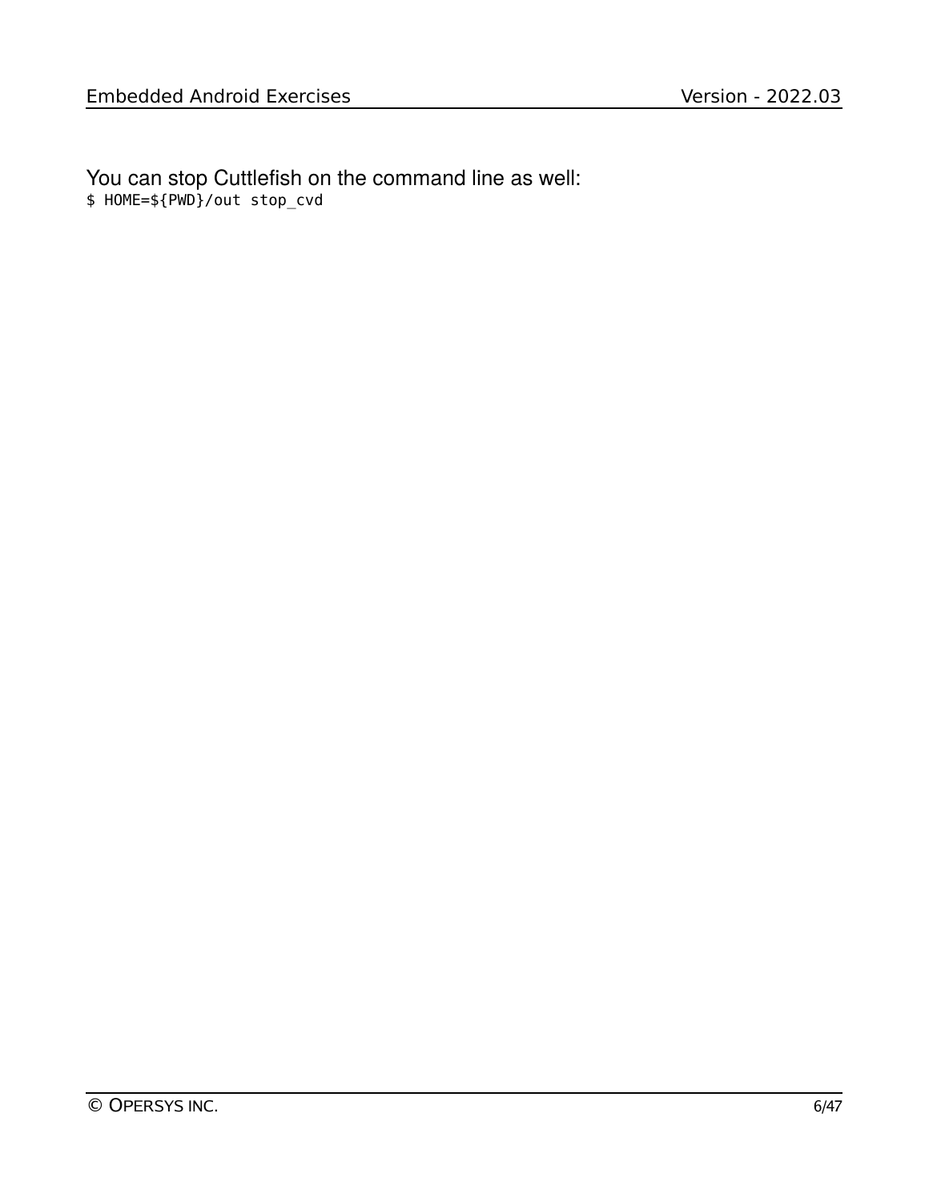You can stop Cuttlefish on the command line as well:

```
$ HOME=${PWD}/out stop_cvd
```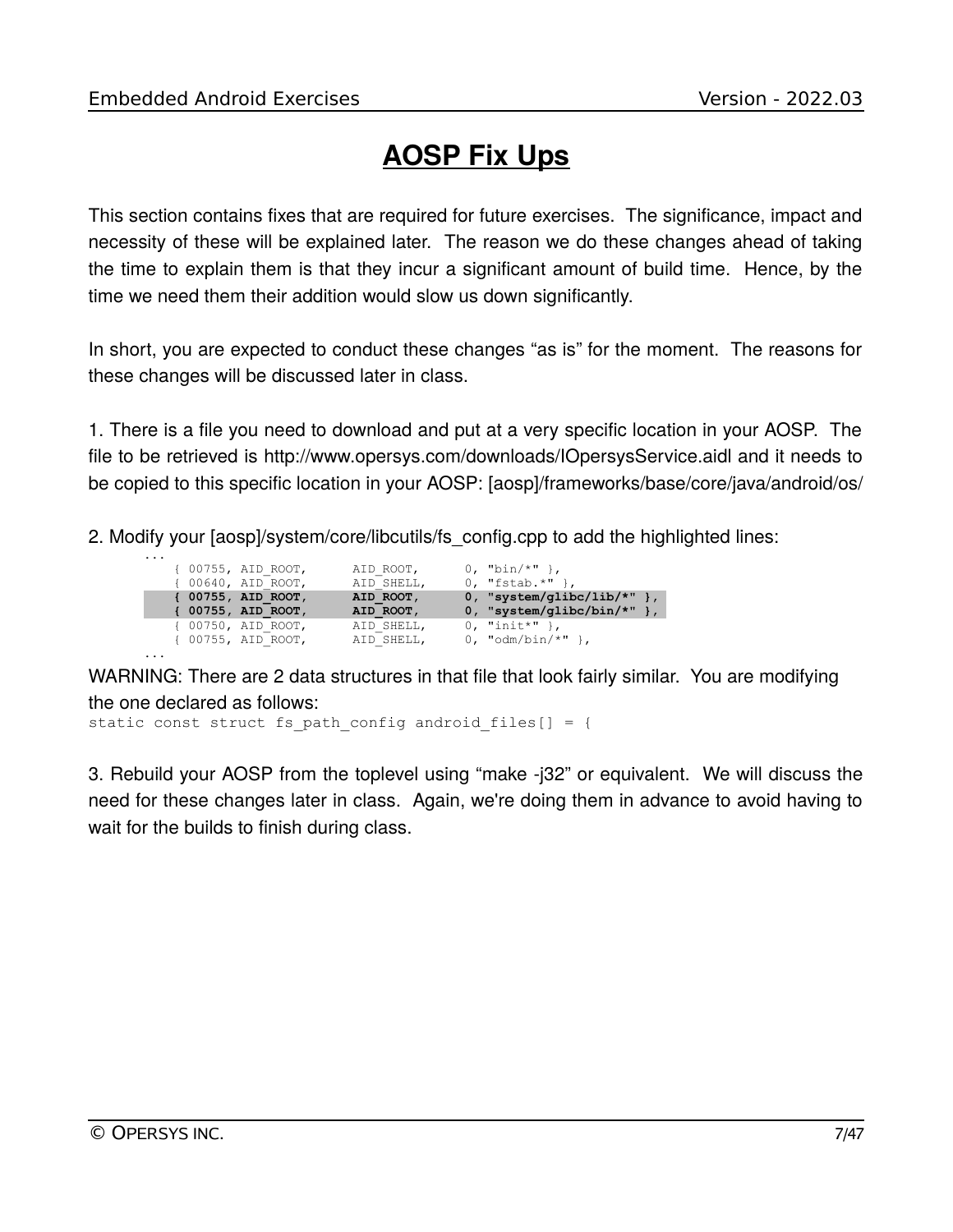# AOSP Fix Ups

This section contains fixes that are required for future exercises. The significance, impact and necessity of these will be explained later. The reason we do these changes ahead of taking the time to explain them is that they incur a significant amount of build time. Hence, by the time we need them their addition would slow us down significantly.

In short, you are expected to conduct these changes "as is" for the moment. The reasons for these changes will be discussed later in class.

1. There is a file you need to download and put at a very specific location in your AOSP. The file to be retrieved is http://www.opersys.com/downloads/IOpersysService.aidl and it needs to be copied to this specific location in your AOSP: [aosp]/frameworks/base/core/java/android/os/

2. Modify your [aosp]/system/core/libcutils/fs_config.cpp to add the highlighted lines:

```
...
    { 00755, AID_ROOT,       AID_ROOT,       0, "bin/*" },
    { 00640, AID_ROOT,       AID_SHELL,      0, "fstab.*" },
    { 00755, AID_ROOT,       AID_ROOT,       0, "system/glibc/lib/*" },
    { 00755, AID_ROOT,       AID_ROOT,       0, "system/glibc/bin/*" },
    { 00750, AID_ROOT,       AID_SHELL,      0, "init*" },
    { 00755, AID_ROOT,       AID_SHELL,      0, "odm/bin/*" },
...
```

WARNING: There are 2 data structures in that file that look fairly similar. You are modifying the one declared as follows:

```
static const struct fs_path_config android_files[] = {
```

3. Rebuild your AOSP from the toplevel using "make -j32" or equivalent. We will discuss the need for these changes later in class. Again, we're doing them in advance to avoid having to wait for the builds to finish during class.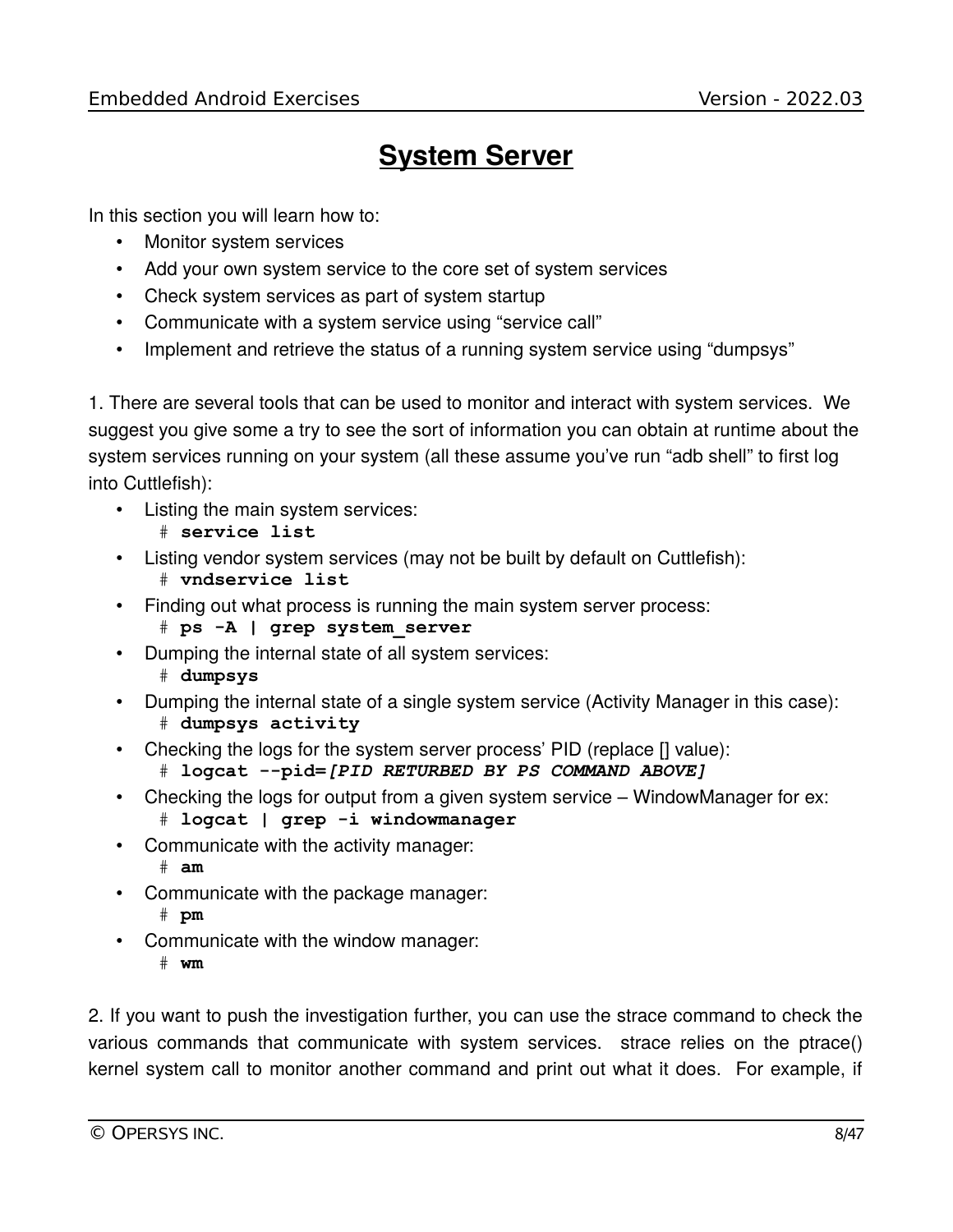# System Server

In this section you will learn how to:

- Monitor system services
- Add your own system service to the core set of system services
- Check system services as part of system startup
- Communicate with a system service using "service call"
- Implement and retrieve the status of a running system service using "dumpsys"

1. There are several tools that can be used to monitor and interact with system services. We suggest you give some a try to see the sort of information you can obtain at runtime about the system services running on your system (all these assume you've run "adb shell" to first log into Cuttlefish):

- Listing the main system services:
  `# service list`
- Listing vendor system services (may not be built by default on Cuttlefish):
  `# vndservice list`
- Finding out what process is running the main system server process:
  `# ps -A | grep system_server`
- Dumping the internal state of all system services:
  `# dumpsys`
- Dumping the internal state of a single system service (Activity Manager in this case):
  `# dumpsys activity`
- Checking the logs for the system server process' PID (replace [] value):
  `# logcat --pid=[PID RETURBED BY PS COMMAND ABOVE]`
- Checking the logs for output from a given system service – WindowManager for ex:
  `# logcat | grep -i windowmanager`
- Communicate with the activity manager:
  `# am`
- Communicate with the package manager:
  `# pm`
- Communicate with the window manager:
  `# wm`

2. If you want to push the investigation further, you can use the strace command to check the various commands that communicate with system services. strace relies on the ptrace() kernel system call to monitor another command and print out what it does. For example, if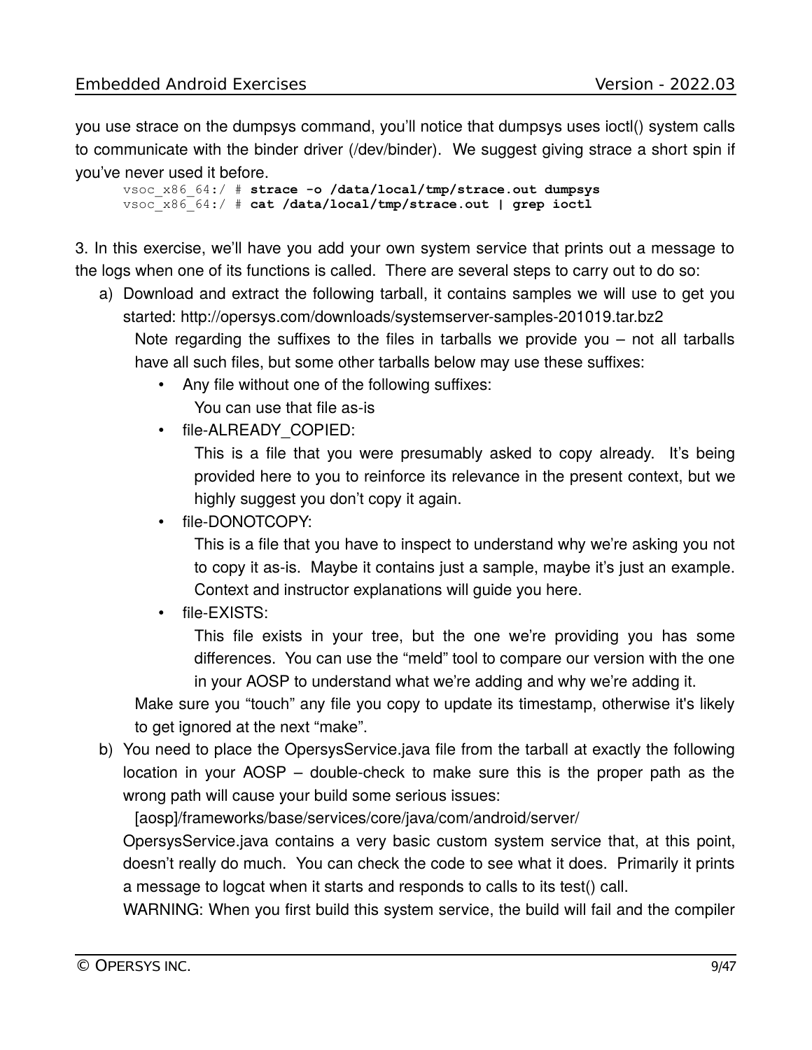you use strace on the dumpsys command, you'll notice that dumpsys uses ioctl() system calls to communicate with the binder driver (/dev/binder). We suggest giving strace a short spin if you've never used it before.

```
vsoc_x86_64:/ # strace -o /data/local/tmp/strace.out dumpsys
vsoc_x86_64:/ # cat /data/local/tmp/strace.out | grep ioctl
```

3. In this exercise, we'll have you add your own system service that prints out a message to the logs when one of its functions is called. There are several steps to carry out to do so:

a) Download and extract the following tarball, it contains samples we will use to get you started: http://opersys.com/downloads/systemserver-samples-201019.tar.bz2

   Note regarding the suffixes to the files in tarballs we provide you – not all tarballs have all such files, but some other tarballs below may use these suffixes:

   - Any file without one of the following suffixes:
     You can use that file as-is
   - file-ALREADY_COPIED:
     This is a file that you were presumably asked to copy already. It's being provided here to you to reinforce its relevance in the present context, but we highly suggest you don't copy it again.
   - file-DONOTCOPY:
     This is a file that you have to inspect to understand why we're asking you not to copy it as-is. Maybe it contains just a sample, maybe it's just an example. Context and instructor explanations will guide you here.
   - file-EXISTS:
     This file exists in your tree, but the one we're providing you has some differences. You can use the "meld" tool to compare our version with the one in your AOSP to understand what we're adding and why we're adding it.

   Make sure you "touch" any file you copy to update its timestamp, otherwise it's likely to get ignored at the next "make".

b) You need to place the OpersysService.java file from the tarball at exactly the following location in your AOSP – double-check to make sure this is the proper path as the wrong path will cause your build some serious issues:

   [aosp]/frameworks/base/services/core/java/com/android/server/

   OpersysService.java contains a very basic custom system service that, at this point, doesn't really do much. You can check the code to see what it does. Primarily it prints a message to logcat when it starts and responds to calls to its test() call.

   WARNING: When you first build this system service, the build will fail and the compiler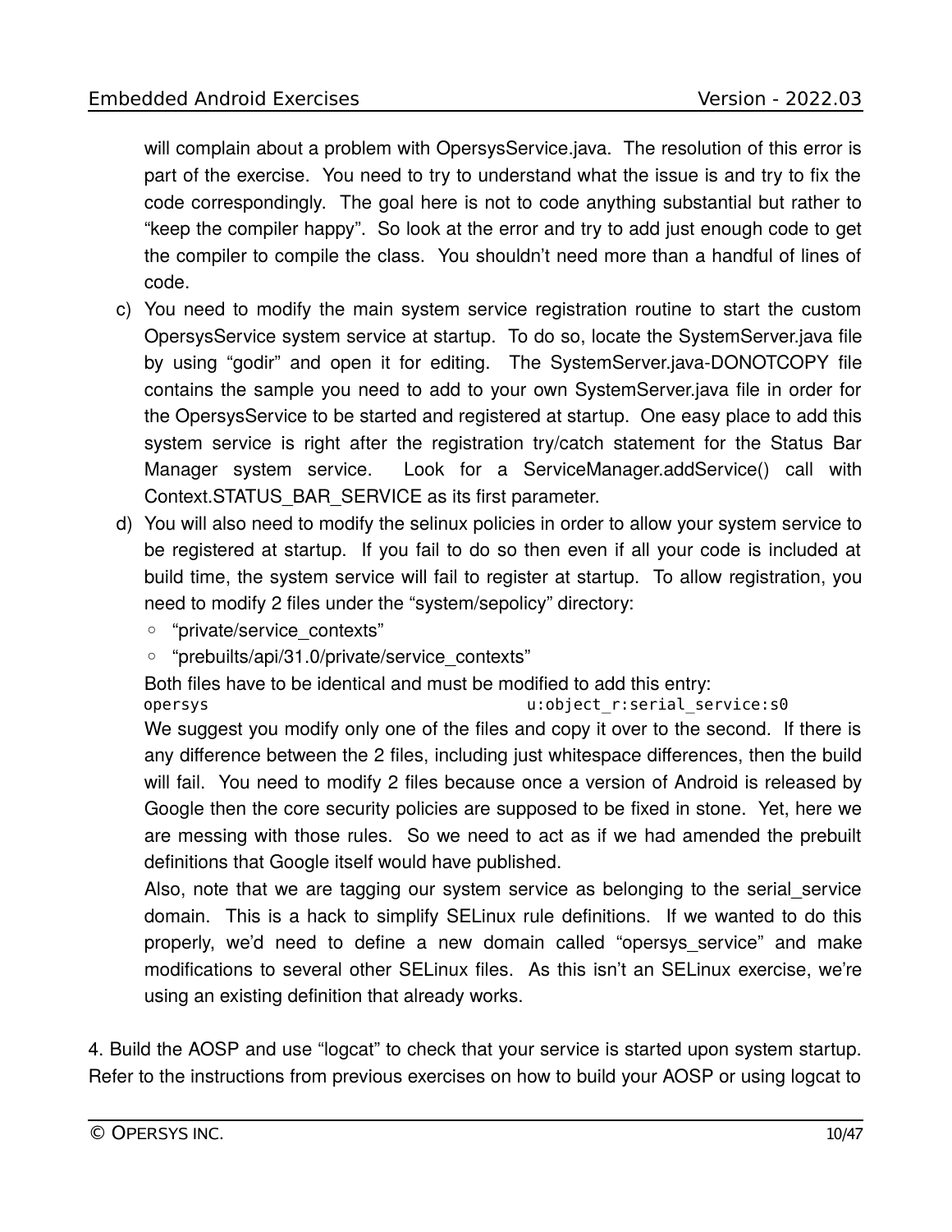will complain about a problem with OpersysService.java. The resolution of this error is part of the exercise. You need to try to understand what the issue is and try to fix the code correspondingly. The goal here is not to code anything substantial but rather to “keep the compiler happy”. So look at the error and try to add just enough code to get the compiler to compile the class. You shouldn’t need more than a handful of lines of code.

c) You need to modify the main system service registration routine to start the custom OpersysService system service at startup. To do so, locate the SystemServer.java file by using “godir” and open it for editing. The SystemServer.java-DONOTCOPY file contains the sample you need to add to your own SystemServer.java file in order for the OpersysService to be started and registered at startup. One easy place to add this system service is right after the registration try/catch statement for the Status Bar Manager system service. Look for a ServiceManager.addService() call with Context.STATUS_BAR_SERVICE as its first parameter.

d) You will also need to modify the selinux policies in order to allow your system service to be registered at startup. If you fail to do so then even if all your code is included at build time, the system service will fail to register at startup. To allow registration, you need to modify 2 files under the “system/sepolicy” directory:

   - “private/service_contexts”
   - “prebuilts/api/31.0/private/service_contexts”

   Both files have to be identical and must be modified to add this entry:

   ```
   opersys                                    u:object_r:serial_service:s0
   ```

   We suggest you modify only one of the files and copy it over to the second. If there is any difference between the 2 files, including just whitespace differences, then the build will fail. You need to modify 2 files because once a version of Android is released by Google then the core security policies are supposed to be fixed in stone. Yet, here we are messing with those rules. So we need to act as if we had amended the prebuilt definitions that Google itself would have published.

   Also, note that we are tagging our system service as belonging to the serial_service domain. This is a hack to simplify SELinux rule definitions. If we wanted to do this properly, we’d need to define a new domain called “opersys_service” and make modifications to several other SELinux files. As this isn’t an SELinux exercise, we’re using an existing definition that already works.

4. Build the AOSP and use “logcat” to check that your service is started upon system startup. Refer to the instructions from previous exercises on how to build your AOSP or using logcat to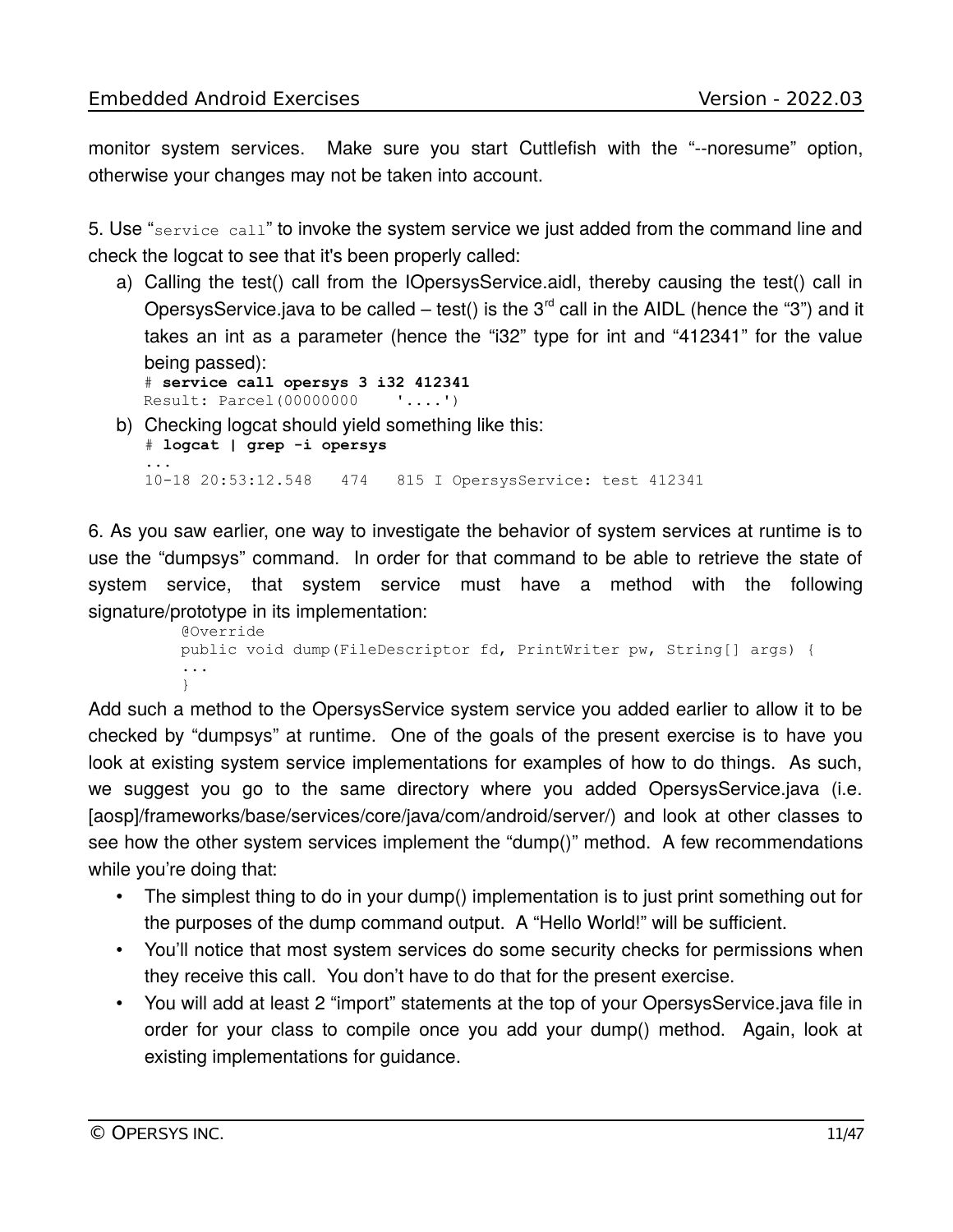monitor system services. Make sure you start Cuttlefish with the “--noresume” option, otherwise your changes may not be taken into account.

5. Use “`service call`” to invoke the system service we just added from the command line and check the logcat to see that it's been properly called:

a) Calling the test() call from the IOpersysService.aidl, thereby causing the test() call in OpersysService.java to be called – test() is the 3rd call in the AIDL (hence the “3”) and it takes an int as a parameter (hence the “i32” type for int and “412341” for the value being passed):

```
# service call opersys 3 i32 412341
Result: Parcel(00000000    '....')
```

b) Checking logcat should yield something like this:

```
# logcat | grep -i opersys
...
10-18 20:53:12.548   474   815 I OpersysService: test 412341
```

6. As you saw earlier, one way to investigate the behavior of system services at runtime is to use the “dumpsys” command. In order for that command to be able to retrieve the state of system service, that system service must have a method with the following signature/prototype in its implementation:

```
@Override
public void dump(FileDescriptor fd, PrintWriter pw, String[] args) {
...
}
```

Add such a method to the OpersysService system service you added earlier to allow it to be checked by “dumpsys” at runtime. One of the goals of the present exercise is to have you look at existing system service implementations for examples of how to do things. As such, we suggest you go to the same directory where you added OpersysService.java (i.e. [aosp]/frameworks/base/services/core/java/com/android/server/) and look at other classes to see how the other system services implement the “dump()” method. A few recommendations while you’re doing that:

- The simplest thing to do in your dump() implementation is to just print something out for the purposes of the dump command output. A “Hello World!” will be sufficient.
- You’ll notice that most system services do some security checks for permissions when they receive this call. You don’t have to do that for the present exercise.
- You will add at least 2 “import” statements at the top of your OpersysService.java file in order for your class to compile once you add your dump() method. Again, look at existing implementations for guidance.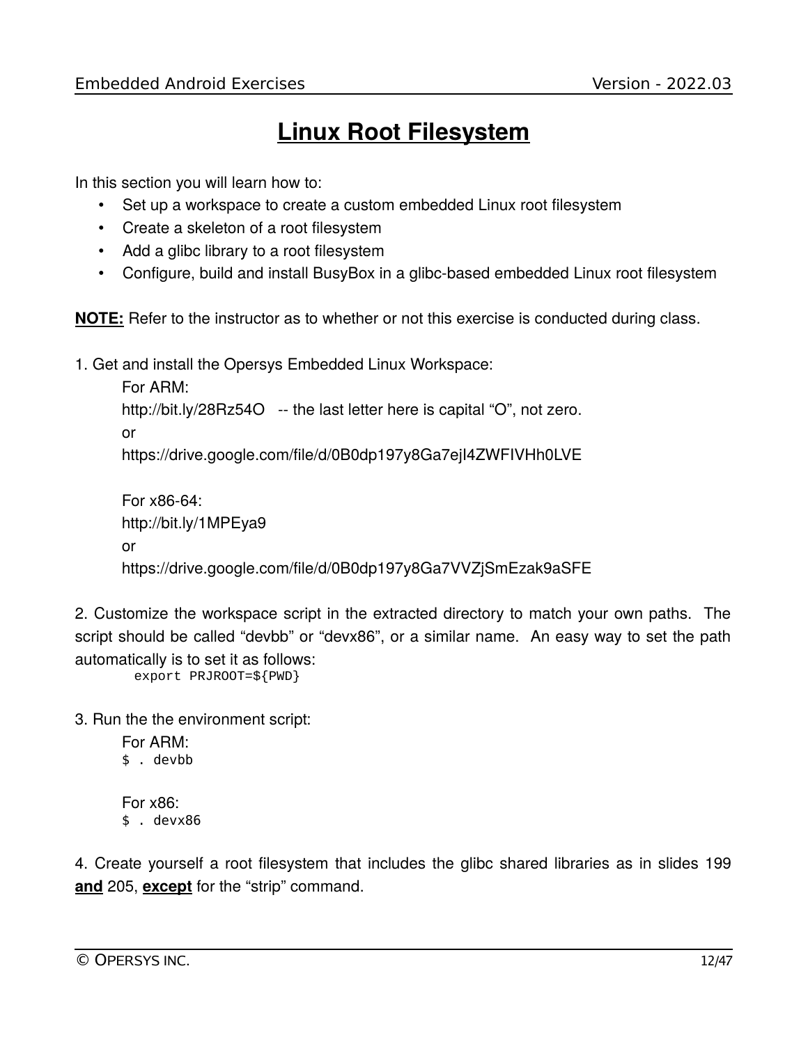# Linux Root Filesystem

In this section you will learn how to:

- Set up a workspace to create a custom embedded Linux root filesystem
- Create a skeleton of a root filesystem
- Add a glibc library to a root filesystem
- Configure, build and install BusyBox in a glibc-based embedded Linux root filesystem

**NOTE:** Refer to the instructor as to whether or not this exercise is conducted during class.

1. Get and install the Opersys Embedded Linux Workspace:

   For ARM:
   http://bit.ly/28Rz54O -- the last letter here is capital "O", not zero.
   or
   https://drive.google.com/file/d/0B0dp197y8Ga7ejI4ZWFIVHh0LVE

   For x86-64:
   http://bit.ly/1MPEya9
   or
   https://drive.google.com/file/d/0B0dp197y8Ga7VVZjSmEzak9aSFE

2. Customize the workspace script in the extracted directory to match your own paths. The script should be called "devbb" or "devx86", or a similar name. An easy way to set the path automatically is to set it as follows:

```
export PRJROOT=${PWD}
```

3. Run the the environment script:

   For ARM:

```
$ . devbb
```

   For x86:

```
$ . devx86
```

4. Create yourself a root filesystem that includes the glibc shared libraries as in slides 199 **and** 205, **except** for the "strip" command.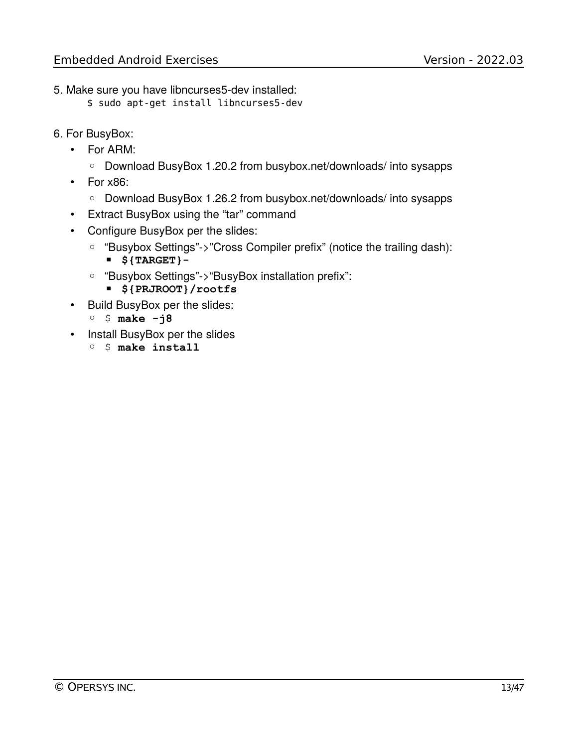5. Make sure you have libncurses5-dev installed:

```
$ sudo apt-get install libncurses5-dev
```

6. For BusyBox:
   - For ARM:
     - Download BusyBox 1.20.2 from busybox.net/downloads/ into sysapps
   - For x86:
     - Download BusyBox 1.26.2 from busybox.net/downloads/ into sysapps
   - Extract BusyBox using the “tar” command
   - Configure BusyBox per the slides:
     - “Busybox Settings”->”Cross Compiler prefix” (notice the trailing dash):
       - **`${TARGET}-`**
     - “Busybox Settings”->“BusyBox installation prefix”:
       - **`${PRJROOT}/rootfs`**
   - Build BusyBox per the slides:
     - `$` **`make -j8`**
   - Install BusyBox per the slides
     - `$` **`make install`**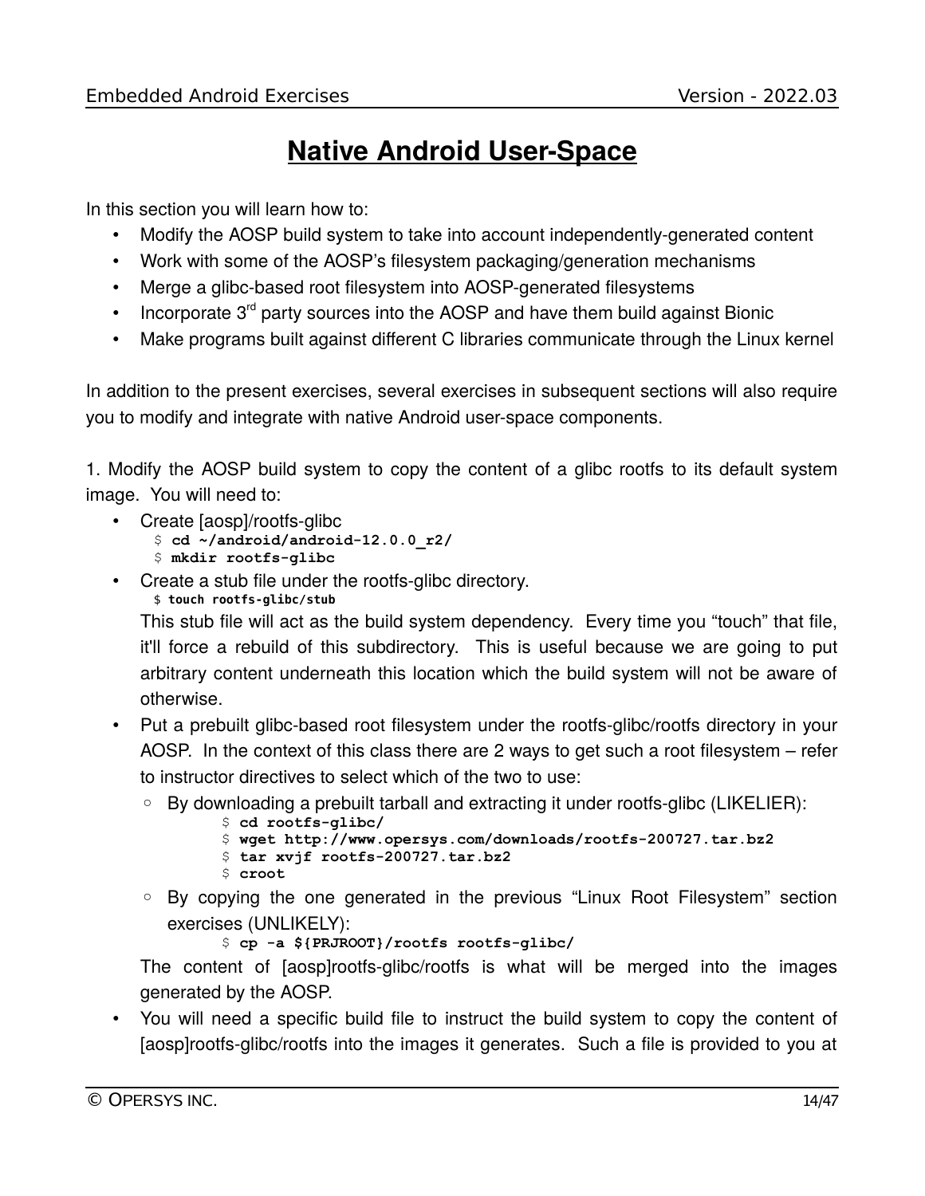# Native Android User-Space

In this section you will learn how to:

- Modify the AOSP build system to take into account independently-generated content
- Work with some of the AOSP's filesystem packaging/generation mechanisms
- Merge a glibc-based root filesystem into AOSP-generated filesystems
- Incorporate 3rd party sources into the AOSP and have them build against Bionic
- Make programs built against different C libraries communicate through the Linux kernel

In addition to the present exercises, several exercises in subsequent sections will also require you to modify and integrate with native Android user-space components.

1. Modify the AOSP build system to copy the content of a glibc rootfs to its default system image. You will need to:

- Create [aosp]/rootfs-glibc
```
$ cd ~/android/android-12.0.0_r2/
$ mkdir rootfs-glibc
```
- Create a stub file under the rootfs-glibc directory.
```
$ touch rootfs-glibc/stub
```
  This stub file will act as the build system dependency. Every time you "touch" that file, it'll force a rebuild of this subdirectory. This is useful because we are going to put arbitrary content underneath this location which the build system will not be aware of otherwise.
- Put a prebuilt glibc-based root filesystem under the rootfs-glibc/rootfs directory in your AOSP. In the context of this class there are 2 ways to get such a root filesystem – refer to instructor directives to select which of the two to use:
  - By downloading a prebuilt tarball and extracting it under rootfs-glibc (LIKELIER):
    ```
    $ cd rootfs-glibc/
    $ wget http://www.opersys.com/downloads/rootfs-200727.tar.bz2
    $ tar xvjf rootfs-200727.tar.bz2
    $ croot
    ```
  - By copying the one generated in the previous "Linux Root Filesystem" section exercises (UNLIKELY):
    ```
    $ cp -a ${PRJROOT}/rootfs rootfs-glibc/
    ```
  The content of [aosp]rootfs-glibc/rootfs is what will be merged into the images generated by the AOSP.
- You will need a specific build file to instruct the build system to copy the content of [aosp]rootfs-glibc/rootfs into the images it generates. Such a file is provided to you at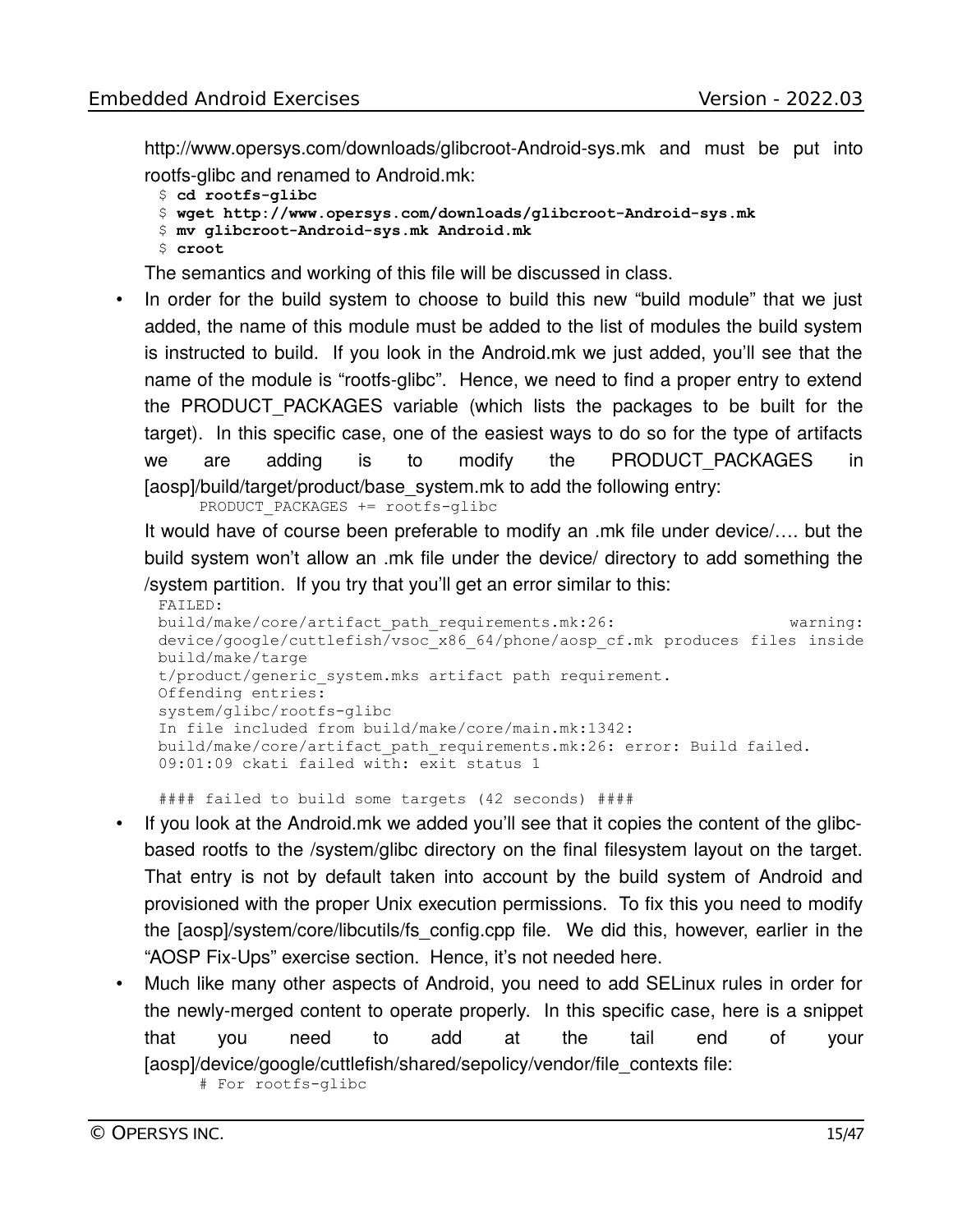http://www.opersys.com/downloads/glibcroot-Android-sys.mk and must be put into rootfs-glibc and renamed to Android.mk:

```
$ cd rootfs-glibc
$ wget http://www.opersys.com/downloads/glibcroot-Android-sys.mk
$ mv glibcroot-Android-sys.mk Android.mk
$ croot
```

The semantics and working of this file will be discussed in class.

- In order for the build system to choose to build this new "build module" that we just added, the name of this module must be added to the list of modules the build system is instructed to build. If you look in the Android.mk we just added, you'll see that the name of the module is "rootfs-glibc". Hence, we need to find a proper entry to extend the PRODUCT_PACKAGES variable (which lists the packages to be built for the target). In this specific case, one of the easiest ways to do so for the type of artifacts we are adding is to modify the PRODUCT_PACKAGES in [aosp]/build/target/product/base_system.mk to add the following entry:

```
PRODUCT_PACKAGES += rootfs-glibc
```

It would have of course been preferable to modify an .mk file under device/…. but the build system won't allow an .mk file under the device/ directory to add something the /system partition. If you try that you'll get an error similar to this:

```
FAILED:
build/make/core/artifact_path_requirements.mk:26:                warning:
device/google/cuttlefish/vsoc_x86_64/phone/aosp_cf.mk produces files inside
build/make/targe
t/product/generic_system.mks artifact path requirement.
Offending entries:
system/glibc/rootfs-glibc
In file included from build/make/core/main.mk:1342:
build/make/core/artifact_path_requirements.mk:26: error: Build failed.
09:01:09 ckati failed with: exit status 1

#### failed to build some targets (42 seconds) ####
```

- If you look at the Android.mk we added you'll see that it copies the content of the glibc-based rootfs to the /system/glibc directory on the final filesystem layout on the target. That entry is not by default taken into account by the build system of Android and provisioned with the proper Unix execution permissions. To fix this you need to modify the [aosp]/system/core/libcutils/fs_config.cpp file. We did this, however, earlier in the "AOSP Fix-Ups" exercise section. Hence, it's not needed here.
- Much like many other aspects of Android, you need to add SELinux rules in order for the newly-merged content to operate properly. In this specific case, here is a snippet that you need to add at the tail end of your [aosp]/device/google/cuttlefish/shared/sepolicy/vendor/file_contexts file:

```
# For rootfs-glibc
```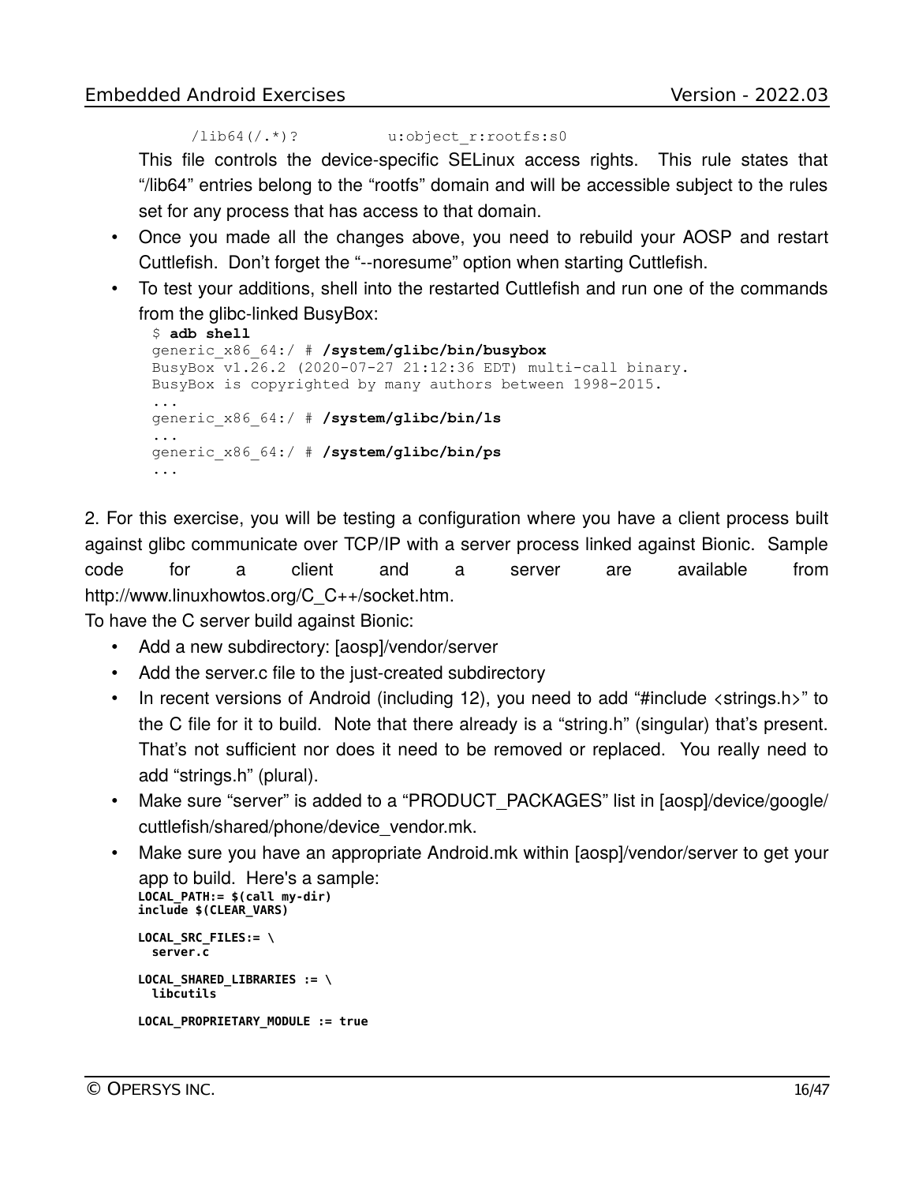```
/lib64(/.*)?          u:object_r:rootfs:s0
```

This file controls the device-specific SELinux access rights. This rule states that “/lib64” entries belong to the “rootfs” domain and will be accessible subject to the rules set for any process that has access to that domain.

- Once you made all the changes above, you need to rebuild your AOSP and restart Cuttlefish. Don’t forget the “--noresume” option when starting Cuttlefish.
- To test your additions, shell into the restarted Cuttlefish and run one of the commands from the glibc-linked BusyBox:

```
$ adb shell
generic_x86_64:/ # /system/glibc/bin/busybox
BusyBox v1.26.2 (2020-07-27 21:12:36 EDT) multi-call binary.
BusyBox is copyrighted by many authors between 1998-2015.
...
generic_x86_64:/ # /system/glibc/bin/ls
...
generic_x86_64:/ # /system/glibc/bin/ps
...
```

2. For this exercise, you will be testing a configuration where you have a client process built against glibc communicate over TCP/IP with a server process linked against Bionic. Sample code for a client and a server are available from http://www.linuxhowtos.org/C_C++/socket.htm.

To have the C server build against Bionic:

- Add a new subdirectory: [aosp]/vendor/server
- Add the server.c file to the just-created subdirectory
- In recent versions of Android (including 12), you need to add “#include <strings.h>” to the C file for it to build. Note that there already is a “string.h” (singular) that’s present. That’s not sufficient nor does it need to be removed or replaced. You really need to add “strings.h” (plural).
- Make sure “server” is added to a “PRODUCT_PACKAGES” list in [aosp]/device/google/cuttlefish/shared/phone/device_vendor.mk.
- Make sure you have an appropriate Android.mk within [aosp]/vendor/server to get your app to build. Here's a sample:

```
LOCAL_PATH:= $(call my-dir)
include $(CLEAR_VARS)

LOCAL_SRC_FILES:= \
  server.c

LOCAL_SHARED_LIBRARIES := \
  libcutils

LOCAL_PROPRIETARY_MODULE := true
```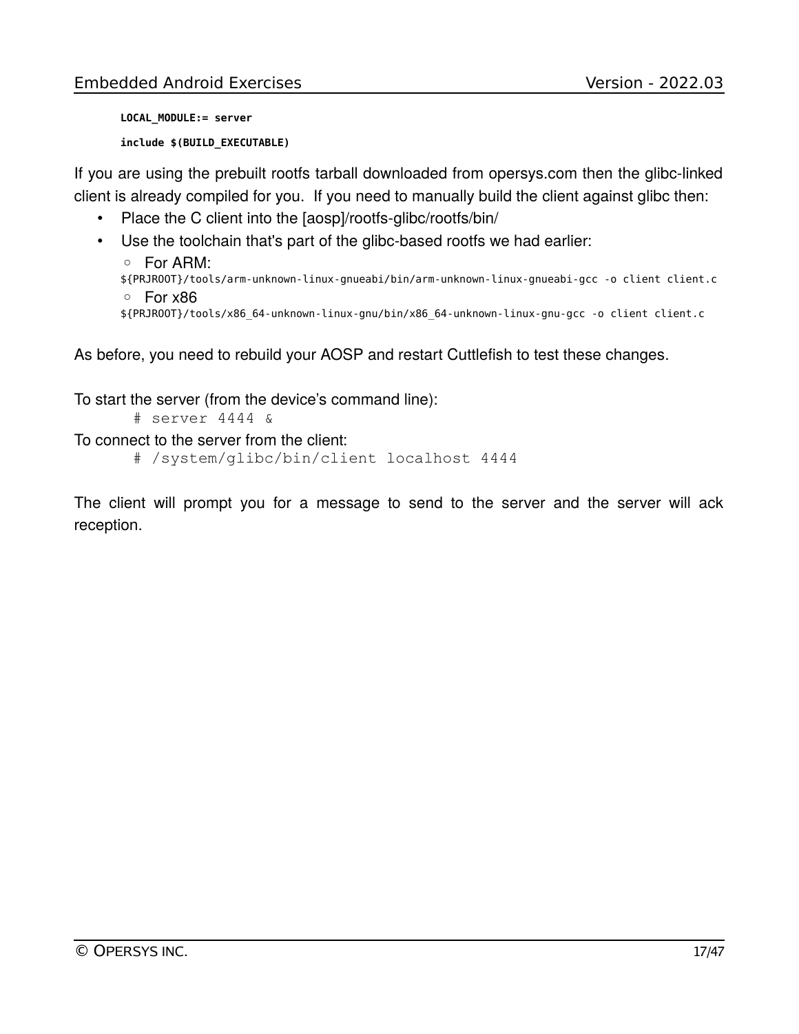```
LOCAL_MODULE:= server
include $(BUILD_EXECUTABLE)
```

If you are using the prebuilt rootfs tarball downloaded from opersys.com then the glibc-linked client is already compiled for you. If you need to manually build the client against glibc then:

- Place the C client into the [aosp]/rootfs-glibc/rootfs/bin/
- Use the toolchain that's part of the glibc-based rootfs we had earlier:
  - For ARM:

```
${PRJROOT}/tools/arm-unknown-linux-gnueabi/bin/arm-unknown-linux-gnueabi-gcc -o client client.c
```

  - For x86

```
${PRJROOT}/tools/x86_64-unknown-linux-gnu/bin/x86_64-unknown-linux-gnu-gcc -o client client.c
```

As before, you need to rebuild your AOSP and restart Cuttlefish to test these changes.

To start the server (from the device's command line):

```
# server 4444 &
```

To connect to the server from the client:

```
# /system/glibc/bin/client localhost 4444
```

The client will prompt you for a message to send to the server and the server will ack reception.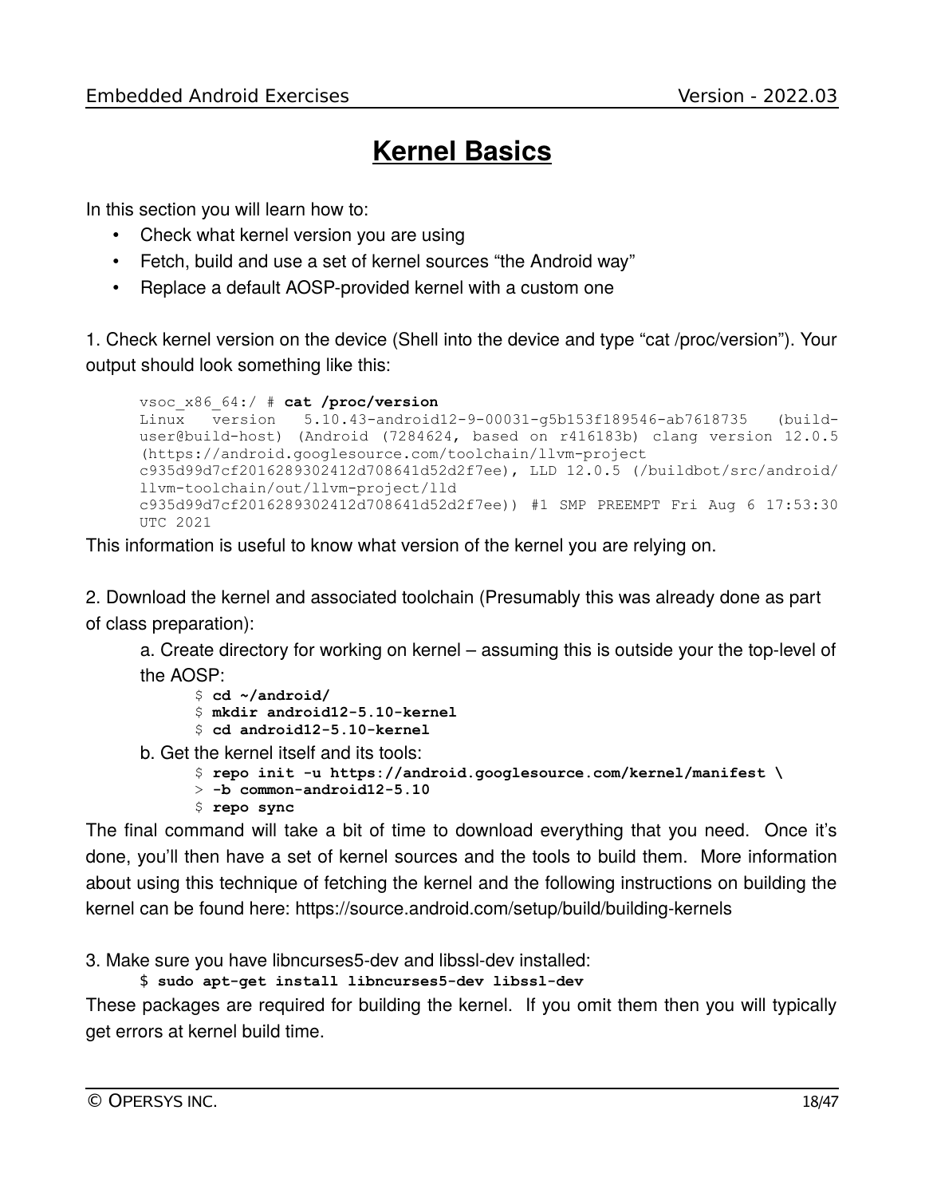# Kernel Basics

In this section you will learn how to:

- Check what kernel version you are using
- Fetch, build and use a set of kernel sources "the Android way"
- Replace a default AOSP-provided kernel with a custom one

1. Check kernel version on the device (Shell into the device and type "cat /proc/version"). Your output should look something like this:

```
vsoc_x86_64:/ # cat /proc/version
Linux version 5.10.43-android12-9-00031-g5b153f189546-ab7618735 (build-user@build-host) (Android (7284624, based on r416183b) clang version 12.0.5 (https://android.googlesource.com/toolchain/llvm-project c935d99d7cf2016289302412d708641d52d2f7ee), LLD 12.0.5 (/buildbot/src/android/llvm-toolchain/out/llvm-project/lld c935d99d7cf2016289302412d708641d52d2f7ee)) #1 SMP PREEMPT Fri Aug 6 17:53:30 UTC 2021
```

This information is useful to know what version of the kernel you are relying on.

2. Download the kernel and associated toolchain (Presumably this was already done as part of class preparation):

   a. Create directory for working on kernel – assuming this is outside your the top-level of the AOSP:

   ```
   $ cd ~/android/
   $ mkdir android12-5.10-kernel
   $ cd android12-5.10-kernel
   ```

   b. Get the kernel itself and its tools:

   ```
   $ repo init -u https://android.googlesource.com/kernel/manifest \
   > -b common-android12-5.10
   $ repo sync
   ```

The final command will take a bit of time to download everything that you need. Once it's done, you'll then have a set of kernel sources and the tools to build them. More information about using this technique of fetching the kernel and the following instructions on building the kernel can be found here: https://source.android.com/setup/build/building-kernels

3. Make sure you have libncurses5-dev and libssl-dev installed:

   ```
   $ sudo apt-get install libncurses5-dev libssl-dev
   ```

These packages are required for building the kernel. If you omit them then you will typically get errors at kernel build time.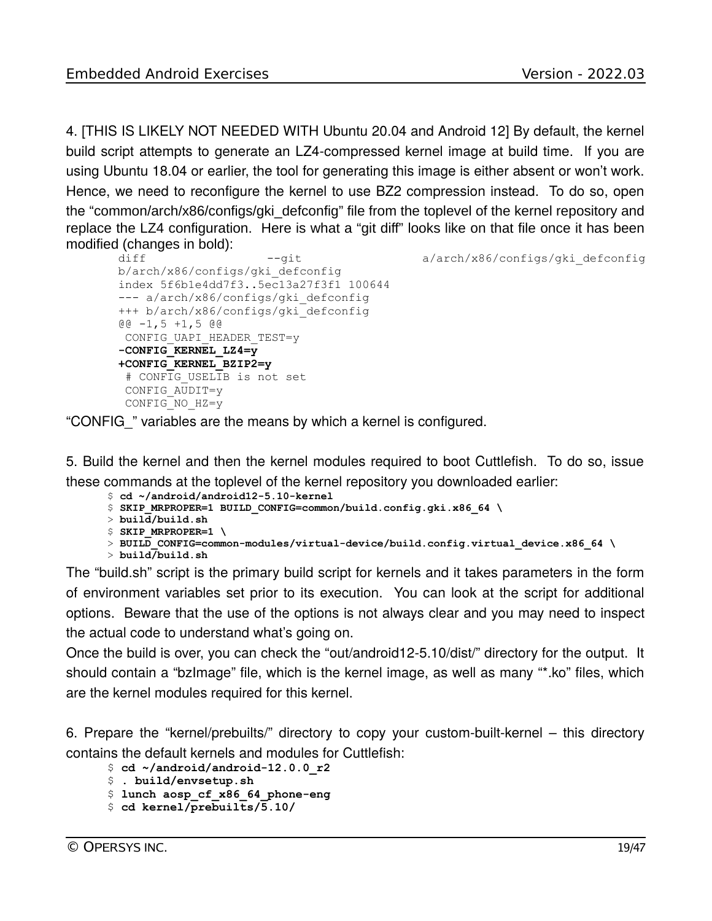4. [THIS IS LIKELY NOT NEEDED WITH Ubuntu 20.04 and Android 12] By default, the kernel build script attempts to generate an LZ4-compressed kernel image at build time. If you are using Ubuntu 18.04 or earlier, the tool for generating this image is either absent or won't work. Hence, we need to reconfigure the kernel to use BZ2 compression instead. To do so, open the "common/arch/x86/configs/gki_defconfig" file from the toplevel of the kernel repository and replace the LZ4 configuration. Here is what a "git diff" looks like on that file once it has been modified (changes in bold):

```
diff --git a/arch/x86/configs/gki_defconfig b/arch/x86/configs/gki_defconfig
index 5f6b1e4dd7f3..5ec13a27f3f1 100644
--- a/arch/x86/configs/gki_defconfig
+++ b/arch/x86/configs/gki_defconfig
@@ -1,5 +1,5 @@
 CONFIG_UAPI_HEADER_TEST=y
-CONFIG_KERNEL_LZ4=y
+CONFIG_KERNEL_BZIP2=y
 # CONFIG_USELIB is not set
 CONFIG_AUDIT=y
 CONFIG_NO_HZ=y
```

"CONFIG_" variables are the means by which a kernel is configured.

5. Build the kernel and then the kernel modules required to boot Cuttlefish. To do so, issue these commands at the toplevel of the kernel repository you downloaded earlier:

```
$ cd ~/android/android12-5.10-kernel
$ SKIP_MRPROPER=1 BUILD_CONFIG=common/build.config.gki.x86_64 \
> build/build.sh
$ SKIP_MRPROPER=1 \
> BUILD_CONFIG=common-modules/virtual-device/build.config.virtual_device.x86_64 \
> build/build.sh
```

The "build.sh" script is the primary build script for kernels and it takes parameters in the form of environment variables set prior to its execution. You can look at the script for additional options. Beware that the use of the options is not always clear and you may need to inspect the actual code to understand what's going on.

Once the build is over, you can check the "out/android12-5.10/dist/" directory for the output. It should contain a "bzImage" file, which is the kernel image, as well as many "*.ko" files, which are the kernel modules required for this kernel.

6. Prepare the "kernel/prebuilts/" directory to copy your custom-built-kernel – this directory contains the default kernels and modules for Cuttlefish:

```
$ cd ~/android/android-12.0.0_r2
$ . build/envsetup.sh
$ lunch aosp_cf_x86_64_phone-eng
$ cd kernel/prebuilts/5.10/
```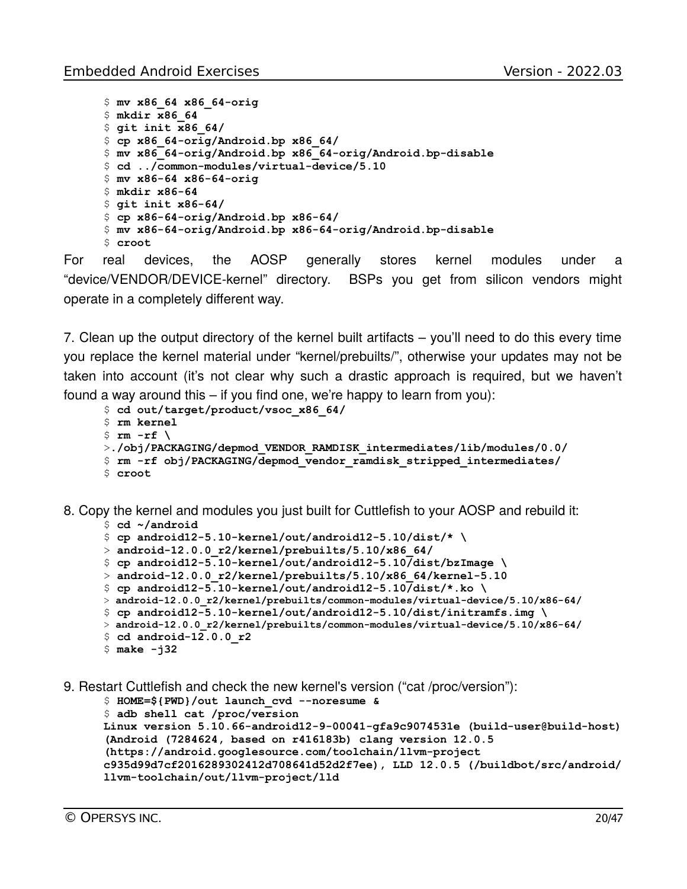```
$ mv x86_64 x86_64-orig
$ mkdir x86_64
$ git init x86_64/
$ cp x86_64-orig/Android.bp x86_64/
$ mv x86_64-orig/Android.bp x86_64-orig/Android.bp-disable
$ cd ../common-modules/virtual-device/5.10
$ mv x86-64 x86-64-orig
$ mkdir x86-64
$ git init x86-64/
$ cp x86-64-orig/Android.bp x86-64/
$ mv x86-64-orig/Android.bp x86-64-orig/Android.bp-disable
$ croot
```

For real devices, the AOSP generally stores kernel modules under a "device/VENDOR/DEVICE-kernel" directory. BSPs you get from silicon vendors might operate in a completely different way.

7. Clean up the output directory of the kernel built artifacts – you'll need to do this every time you replace the kernel material under "kernel/prebuilts/", otherwise your updates may not be taken into account (it's not clear why such a drastic approach is required, but we haven't found a way around this – if you find one, we're happy to learn from you):

```
$ cd out/target/product/vsoc_x86_64/
$ rm kernel
$ rm -rf \
>./obj/PACKAGING/depmod_VENDOR_RAMDISK_intermediates/lib/modules/0.0/
$ rm -rf obj/PACKAGING/depmod_vendor_ramdisk_stripped_intermediates/
$ croot
```

8. Copy the kernel and modules you just built for Cuttlefish to your AOSP and rebuild it:

```
$ cd ~/android
$ cp android12-5.10-kernel/out/android12-5.10/dist/* \
> android-12.0.0_r2/kernel/prebuilts/5.10/x86_64/
$ cp android12-5.10-kernel/out/android12-5.10/dist/bzImage \
> android-12.0.0_r2/kernel/prebuilts/5.10/x86_64/kernel-5.10
$ cp android12-5.10-kernel/out/android12-5.10/dist/*.ko \
> android-12.0.0_r2/kernel/prebuilts/common-modules/virtual-device/5.10/x86-64/
$ cp android12-5.10-kernel/out/android12-5.10/dist/initramfs.img \
> android-12.0.0_r2/kernel/prebuilts/common-modules/virtual-device/5.10/x86-64/
$ cd android-12.0.0_r2
$ make -j32
```

9. Restart Cuttlefish and check the new kernel's version ("cat /proc/version"):

```
$ HOME=${PWD}/out launch_cvd --noresume &
$ adb shell cat /proc/version
Linux version 5.10.66-android12-9-00041-gfa9c9074531e (build-user@build-host)
(Android (7284624, based on r416183b) clang version 12.0.5
(https://android.googlesource.com/toolchain/llvm-project
c935d99d7cf2016289302412d708641d52d2f7ee), LLD 12.0.5 (/buildbot/src/android/
llvm-toolchain/out/llvm-project/lld
```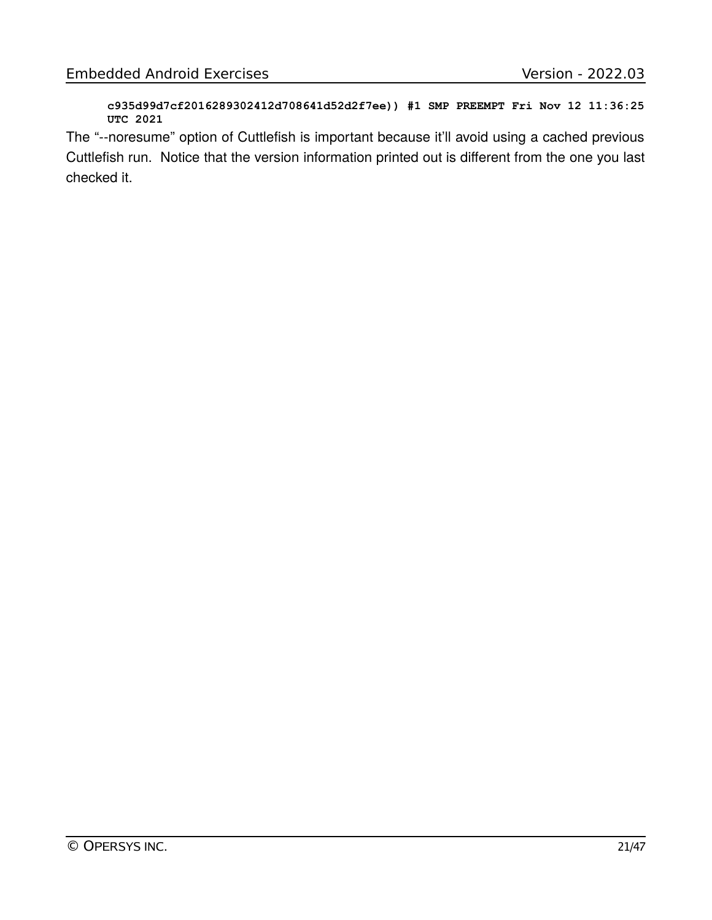```
c935d99d7cf2016289302412d708641d52d2f7ee)) #1 SMP PREEMPT Fri Nov 12 11:36:25
UTC 2021
```

The “--noresume” option of Cuttlefish is important because it’ll avoid using a cached previous Cuttlefish run. Notice that the version information printed out is different from the one you last checked it.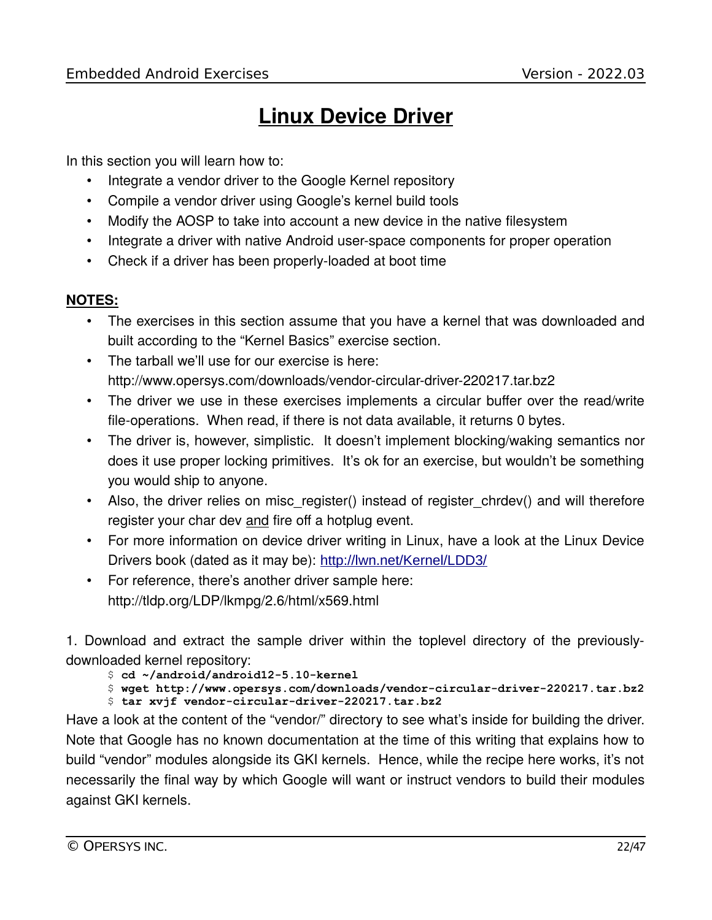# Linux Device Driver

In this section you will learn how to:

- Integrate a vendor driver to the Google Kernel repository
- Compile a vendor driver using Google's kernel build tools
- Modify the AOSP to take into account a new device in the native filesystem
- Integrate a driver with native Android user-space components for proper operation
- Check if a driver has been properly-loaded at boot time

**NOTES:**

- The exercises in this section assume that you have a kernel that was downloaded and built according to the "Kernel Basics" exercise section.
- The tarball we'll use for our exercise is here: http://www.opersys.com/downloads/vendor-circular-driver-220217.tar.bz2
- The driver we use in these exercises implements a circular buffer over the read/write file-operations. When read, if there is not data available, it returns 0 bytes.
- The driver is, however, simplistic. It doesn't implement blocking/waking semantics nor does it use proper locking primitives. It's ok for an exercise, but wouldn't be something you would ship to anyone.
- Also, the driver relies on misc_register() instead of register_chrdev() and will therefore register your char dev and fire off a hotplug event.
- For more information on device driver writing in Linux, have a look at the Linux Device Drivers book (dated as it may be): http://lwn.net/Kernel/LDD3/
- For reference, there's another driver sample here: http://tldp.org/LDP/lkmpg/2.6/html/x569.html

1. Download and extract the sample driver within the toplevel directory of the previously-downloaded kernel repository:

```
$ cd ~/android/android12-5.10-kernel
$ wget http://www.opersys.com/downloads/vendor-circular-driver-220217.tar.bz2
$ tar xvjf vendor-circular-driver-220217.tar.bz2
```

Have a look at the content of the "vendor/" directory to see what's inside for building the driver. Note that Google has no known documentation at the time of this writing that explains how to build "vendor" modules alongside its GKI kernels. Hence, while the recipe here works, it's not necessarily the final way by which Google will want or instruct vendors to build their modules against GKI kernels.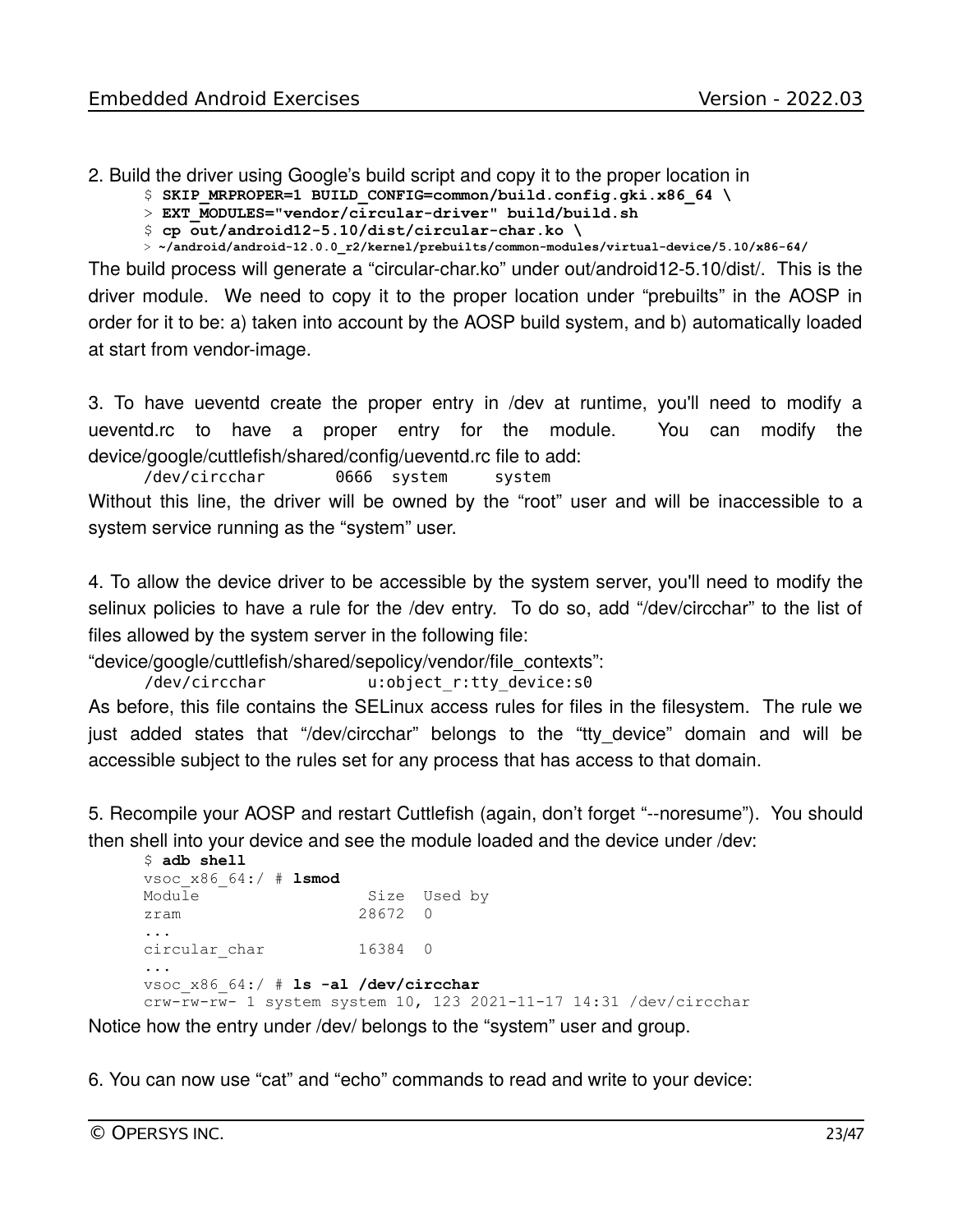2. Build the driver using Google's build script and copy it to the proper location in

```
$ SKIP_MRPROPER=1 BUILD_CONFIG=common/build.config.gki.x86_64 \
> EXT_MODULES="vendor/circular-driver" build/build.sh
$ cp out/android12-5.10/dist/circular-char.ko \
> ~/android/android-12.0.0_r2/kernel/prebuilts/common-modules/virtual-device/5.10/x86-64/
```

The build process will generate a "circular-char.ko" under out/android12-5.10/dist/. This is the driver module. We need to copy it to the proper location under "prebuilts" in the AOSP in order for it to be: a) taken into account by the AOSP build system, and b) automatically loaded at start from vendor-image.

3. To have ueventd create the proper entry in /dev at runtime, you'll need to modify a ueventd.rc to have a proper entry for the module. You can modify the device/google/cuttlefish/shared/config/ueventd.rc file to add:

```
/dev/circchar       0666  system     system
```

Without this line, the driver will be owned by the "root" user and will be inaccessible to a system service running as the "system" user.

4. To allow the device driver to be accessible by the system server, you'll need to modify the selinux policies to have a rule for the /dev entry. To do so, add "/dev/circchar" to the list of files allowed by the system server in the following file:

"device/google/cuttlefish/shared/sepolicy/vendor/file_contexts":

```
/dev/circchar           u:object_r:tty_device:s0
```

As before, this file contains the SELinux access rules for files in the filesystem. The rule we just added states that "/dev/circchar" belongs to the "tty_device" domain and will be accessible subject to the rules set for any process that has access to that domain.

5. Recompile your AOSP and restart Cuttlefish (again, don't forget "--noresume"). You should then shell into your device and see the module loaded and the device under /dev:

```
$ adb shell
vsoc_x86_64:/ # lsmod
Module                  Size  Used by
zram                   28672  0
...
circular_char          16384  0
...
vsoc_x86_64:/ # ls -al /dev/circchar
crw-rw-rw- 1 system system 10, 123 2021-11-17 14:31 /dev/circchar
```

Notice how the entry under /dev/ belongs to the "system" user and group.

6. You can now use "cat" and "echo" commands to read and write to your device: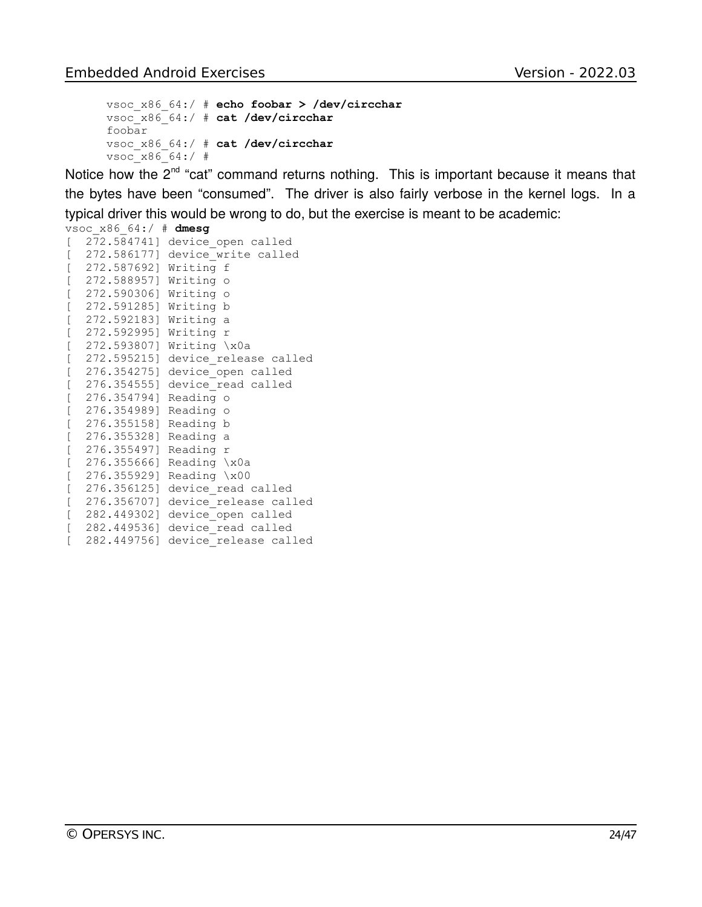```
vsoc_x86_64:/ # echo foobar > /dev/circchar
vsoc_x86_64:/ # cat /dev/circchar
foobar
vsoc_x86_64:/ # cat /dev/circchar
vsoc_x86_64:/ #
```

Notice how the 2nd "cat" command returns nothing. This is important because it means that the bytes have been "consumed". The driver is also fairly verbose in the kernel logs. In a typical driver this would be wrong to do, but the exercise is meant to be academic:

```
vsoc_x86_64:/ # dmesg
[  272.584741] device_open called
[  272.586177] device_write called
[  272.587692] Writing f
[  272.588957] Writing o
[  272.590306] Writing o
[  272.591285] Writing b
[  272.592183] Writing a
[  272.592995] Writing r
[  272.593807] Writing \x0a
[  272.595215] device_release called
[  276.354275] device_open called
[  276.354555] device_read called
[  276.354794] Reading o
[  276.354989] Reading o
[  276.355158] Reading b
[  276.355328] Reading a
[  276.355497] Reading r
[  276.355666] Reading \x0a
[  276.355929] Reading \x00
[  276.356125] device_read called
[  276.356707] device_release called
[  282.449302] device_open called
[  282.449536] device_read called
[  282.449756] device_release called
```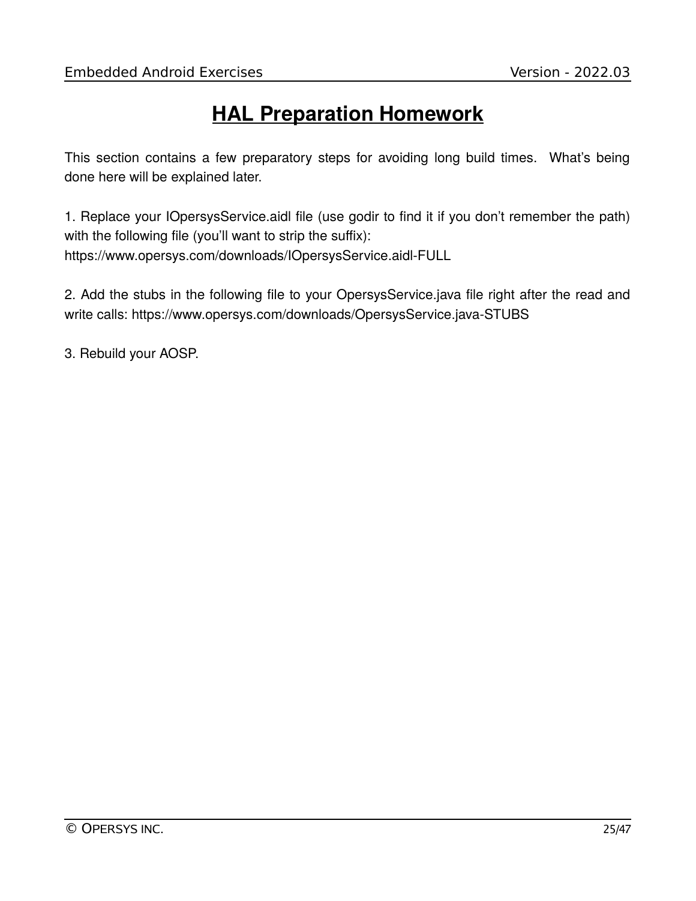# HAL Preparation Homework

This section contains a few preparatory steps for avoiding long build times. What's being done here will be explained later.

1. Replace your IOpersysService.aidl file (use godir to find it if you don't remember the path) with the following file (you'll want to strip the suffix):
https://www.opersys.com/downloads/IOpersysService.aidl-FULL

2. Add the stubs in the following file to your OpersysService.java file right after the read and write calls: https://www.opersys.com/downloads/OpersysService.java-STUBS

3. Rebuild your AOSP.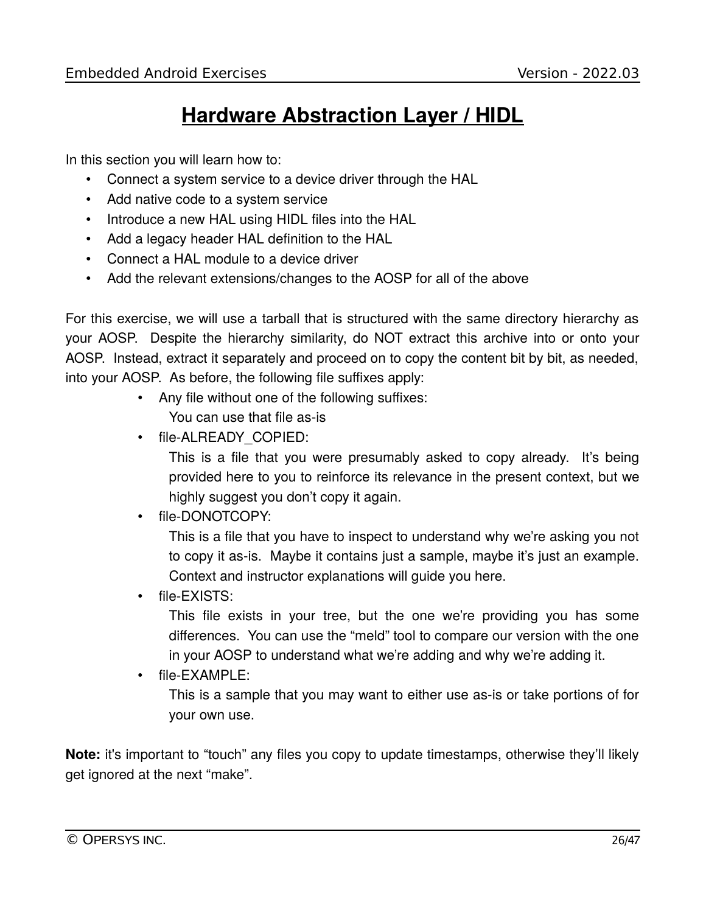# Hardware Abstraction Layer / HIDL

In this section you will learn how to:

- Connect a system service to a device driver through the HAL
- Add native code to a system service
- Introduce a new HAL using HIDL files into the HAL
- Add a legacy header HAL definition to the HAL
- Connect a HAL module to a device driver
- Add the relevant extensions/changes to the AOSP for all of the above

For this exercise, we will use a tarball that is structured with the same directory hierarchy as your AOSP. Despite the hierarchy similarity, do NOT extract this archive into or onto your AOSP. Instead, extract it separately and proceed on to copy the content bit by bit, as needed, into your AOSP. As before, the following file suffixes apply:

- Any file without one of the following suffixes:
  You can use that file as-is
- file-ALREADY_COPIED:
  This is a file that you were presumably asked to copy already. It's being provided here to you to reinforce its relevance in the present context, but we highly suggest you don't copy it again.
- file-DONOTCOPY:
  This is a file that you have to inspect to understand why we're asking you not to copy it as-is. Maybe it contains just a sample, maybe it's just an example. Context and instructor explanations will guide you here.
- file-EXISTS:
  This file exists in your tree, but the one we're providing you has some differences. You can use the "meld" tool to compare our version with the one in your AOSP to understand what we're adding and why we're adding it.
- file-EXAMPLE:
  This is a sample that you may want to either use as-is or take portions of for your own use.

**Note:** it's important to "touch" any files you copy to update timestamps, otherwise they'll likely get ignored at the next "make".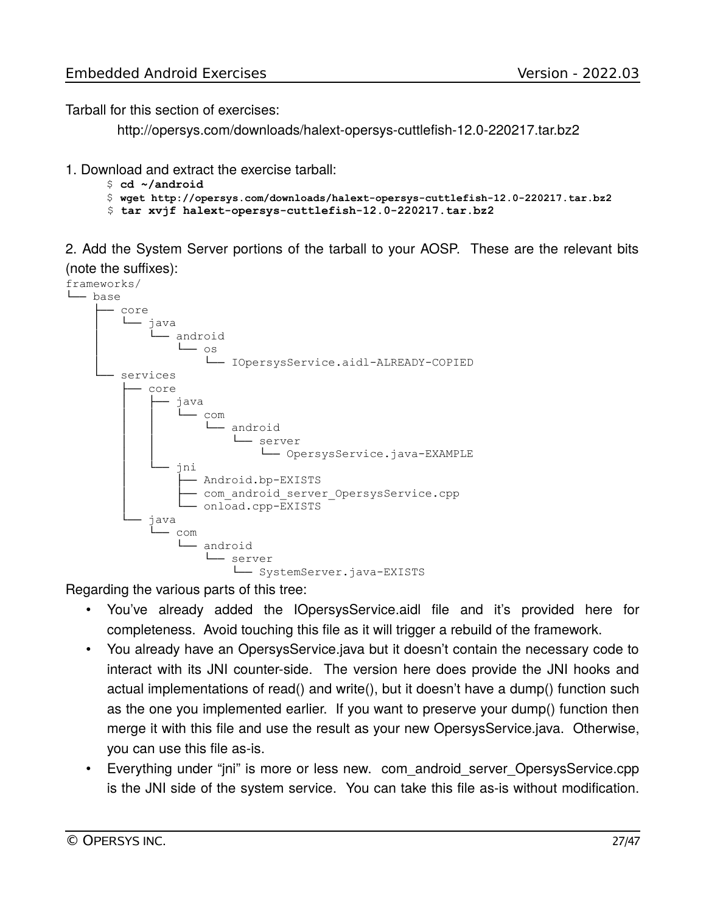Tarball for this section of exercises:

http://opersys.com/downloads/halext-opersys-cuttlefish-12.0-220217.tar.bz2

1. Download and extract the exercise tarball:

```
$ cd ~/android
$ wget http://opersys.com/downloads/halext-opersys-cuttlefish-12.0-220217.tar.bz2
$ tar xvjf halext-opersys-cuttlefish-12.0-220217.tar.bz2
```

2. Add the System Server portions of the tarball to your AOSP. These are the relevant bits (note the suffixes):

```
frameworks/
└── base
    ├── core
    │   └── java
    │       └── android
    │           └── os
    │               └── IOpersysService.aidl-ALREADY-COPIED
    └── services
        ├── core
        │   ├── java
        │   │   └── com
        │   │       └── android
        │   │           └── server
        │   │               └── OpersysService.java-EXAMPLE
        │   └── jni
        │       ├── Android.bp-EXISTS
        │       ├── com_android_server_OpersysService.cpp
        │       └── onload.cpp-EXISTS
        └── java
            └── com
                └── android
                    └── server
                        └── SystemServer.java-EXISTS
```

Regarding the various parts of this tree:

- You've already added the IOpersysService.aidl file and it's provided here for completeness. Avoid touching this file as it will trigger a rebuild of the framework.
- You already have an OpersysService.java but it doesn't contain the necessary code to interact with its JNI counter-side. The version here does provide the JNI hooks and actual implementations of read() and write(), but it doesn't have a dump() function such as the one you implemented earlier. If you want to preserve your dump() function then merge it with this file and use the result as your new OpersysService.java. Otherwise, you can use this file as-is.
- Everything under "jni" is more or less new. com_android_server_OpersysService.cpp is the JNI side of the system service. You can take this file as-is without modification.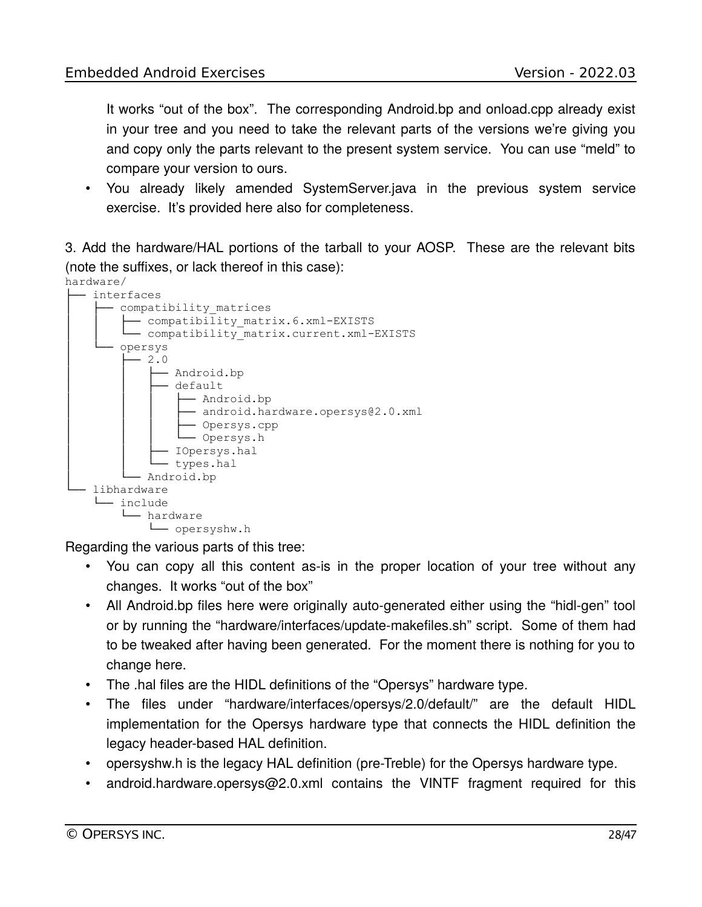It works "out of the box". The corresponding Android.bp and onload.cpp already exist in your tree and you need to take the relevant parts of the versions we're giving you and copy only the parts relevant to the present system service. You can use "meld" to compare your version to ours.

- You already likely amended SystemServer.java in the previous system service exercise. It's provided here also for completeness.

3. Add the hardware/HAL portions of the tarball to your AOSP. These are the relevant bits (note the suffixes, or lack thereof in this case):

```
hardware/
├── interfaces
│   ├── compatibility_matrices
│   │   ├── compatibility_matrix.6.xml-EXISTS
│   │   └── compatibility_matrix.current.xml-EXISTS
│   └── opersys
│       ├── 2.0
│       │   ├── Android.bp
│       │   ├── default
│       │   │   ├── Android.bp
│       │   │   ├── android.hardware.opersys@2.0.xml
│       │   │   ├── Opersys.cpp
│       │   │   └── Opersys.h
│       │   ├── IOpersys.hal
│       │   └── types.hal
│       └── Android.bp
└── libhardware
    └── include
        └── hardware
            └── opersyshw.h
```

Regarding the various parts of this tree:

- You can copy all this content as-is in the proper location of your tree without any changes. It works "out of the box"
- All Android.bp files here were originally auto-generated either using the "hidl-gen" tool or by running the "hardware/interfaces/update-makefiles.sh" script. Some of them had to be tweaked after having been generated. For the moment there is nothing for you to change here.
- The .hal files are the HIDL definitions of the "Opersys" hardware type.
- The files under "hardware/interfaces/opersys/2.0/default/" are the default HIDL implementation for the Opersys hardware type that connects the HIDL definition the legacy header-based HAL definition.
- opersyshw.h is the legacy HAL definition (pre-Treble) for the Opersys hardware type.
- android.hardware.opersys@2.0.xml contains the VINTF fragment required for this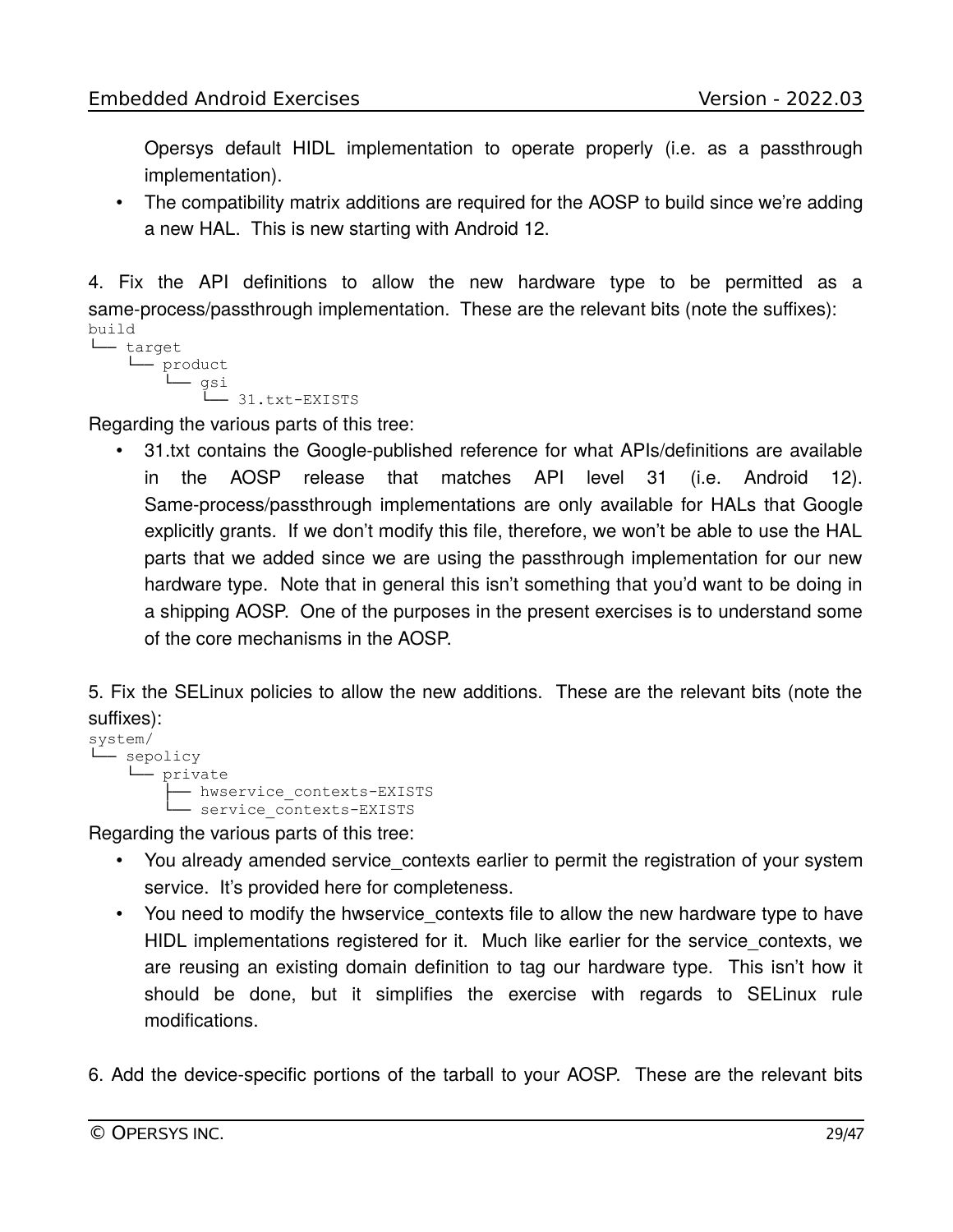Opersys default HIDL implementation to operate properly (i.e. as a passthrough implementation).

- The compatibility matrix additions are required for the AOSP to build since we're adding a new HAL. This is new starting with Android 12.

4. Fix the API definitions to allow the new hardware type to be permitted as a same-process/passthrough implementation. These are the relevant bits (note the suffixes):

```
build
└── target
    └── product
        └── gsi
            └── 31.txt-EXISTS
```

Regarding the various parts of this tree:

- 31.txt contains the Google-published reference for what APIs/definitions are available in the AOSP release that matches API level 31 (i.e. Android 12). Same-process/passthrough implementations are only available for HALs that Google explicitly grants. If we don't modify this file, therefore, we won't be able to use the HAL parts that we added since we are using the passthrough implementation for our new hardware type. Note that in general this isn't something that you'd want to be doing in a shipping AOSP. One of the purposes in the present exercises is to understand some of the core mechanisms in the AOSP.

5. Fix the SELinux policies to allow the new additions. These are the relevant bits (note the suffixes):

```
system/
└── sepolicy
    └── private
        ├── hwservice_contexts-EXISTS
        └── service_contexts-EXISTS
```

Regarding the various parts of this tree:

- You already amended service_contexts earlier to permit the registration of your system service. It's provided here for completeness.
- You need to modify the hwservice_contexts file to allow the new hardware type to have HIDL implementations registered for it. Much like earlier for the service_contexts, we are reusing an existing domain definition to tag our hardware type. This isn't how it should be done, but it simplifies the exercise with regards to SELinux rule modifications.

6. Add the device-specific portions of the tarball to your AOSP. These are the relevant bits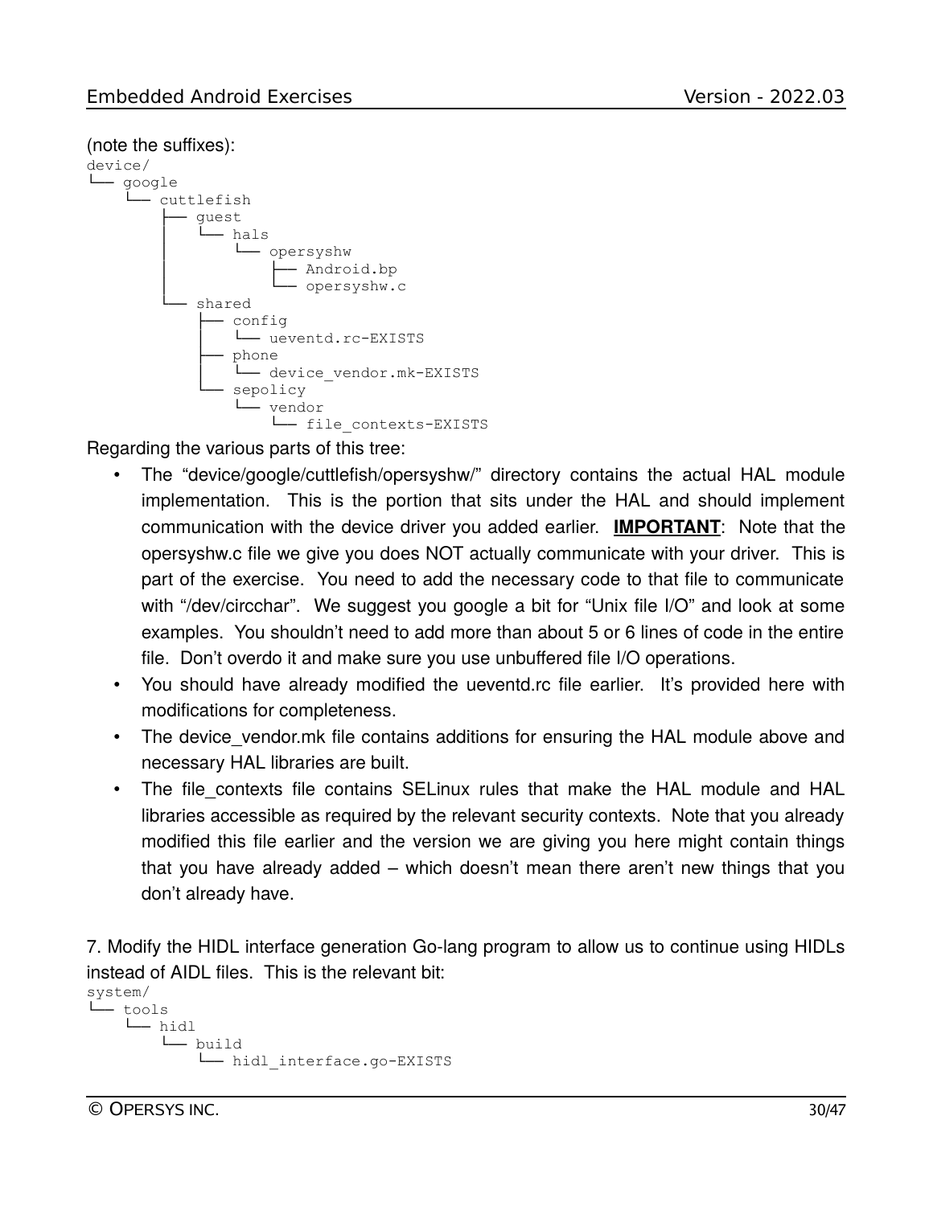(note the suffixes):

```
device/
└── google
    └── cuttlefish
        ├── guest
        │   └── hals
        │       └── opersyshw
        │           ├── Android.bp
        │           └── opersyshw.c
        └── shared
            ├── config
            │   └── ueventd.rc-EXISTS
            ├── phone
            │   └── device_vendor.mk-EXISTS
            └── sepolicy
                └── vendor
                    └── file_contexts-EXISTS
```

Regarding the various parts of this tree:

- The "device/google/cuttlefish/opersyshw/" directory contains the actual HAL module implementation. This is the portion that sits under the HAL and should implement communication with the device driver you added earlier. **IMPORTANT**: Note that the opersyshw.c file we give you does NOT actually communicate with your driver. This is part of the exercise. You need to add the necessary code to that file to communicate with "/dev/circchar". We suggest you google a bit for "Unix file I/O" and look at some examples. You shouldn't need to add more than about 5 or 6 lines of code in the entire file. Don't overdo it and make sure you use unbuffered file I/O operations.
- You should have already modified the ueventd.rc file earlier. It's provided here with modifications for completeness.
- The device_vendor.mk file contains additions for ensuring the HAL module above and necessary HAL libraries are built.
- The file_contexts file contains SELinux rules that make the HAL module and HAL libraries accessible as required by the relevant security contexts. Note that you already modified this file earlier and the version we are giving you here might contain things that you have already added – which doesn't mean there aren't new things that you don't already have.

7. Modify the HIDL interface generation Go-lang program to allow us to continue using HIDLs instead of AIDL files. This is the relevant bit:

```
system/
└── tools
    └── hidl
        └── build
            └── hidl_interface.go-EXISTS
```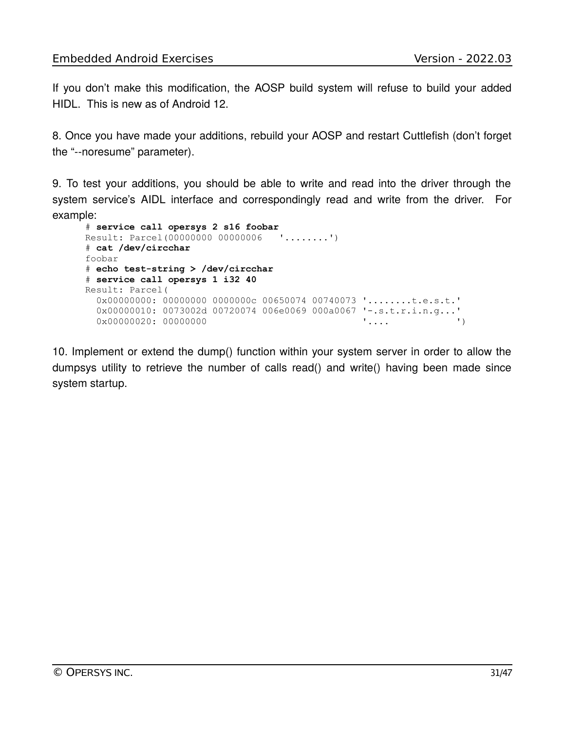If you don't make this modification, the AOSP build system will refuse to build your added HIDL. This is new as of Android 12.

8. Once you have made your additions, rebuild your AOSP and restart Cuttlefish (don't forget the "--noresume" parameter).

9. To test your additions, you should be able to write and read into the driver through the system service's AIDL interface and correspondingly read and write from the driver. For example:

```
# service call opersys 2 s16 foobar
Result: Parcel(00000000 00000006   '........')
# cat /dev/circchar
foobar
# echo test-string > /dev/circchar
# service call opersys 1 i32 40
Result: Parcel(
  0x00000000: 00000000 0000000c 00650074 00740073 '........t.e.s.t.'
  0x00000010: 0073002d 00720074 006e0069 000a0067 '-.s.t.r.i.n.g...'
  0x00000020: 00000000                            '....            ')
```

10. Implement or extend the dump() function within your system server in order to allow the dumpsys utility to retrieve the number of calls read() and write() having been made since system startup.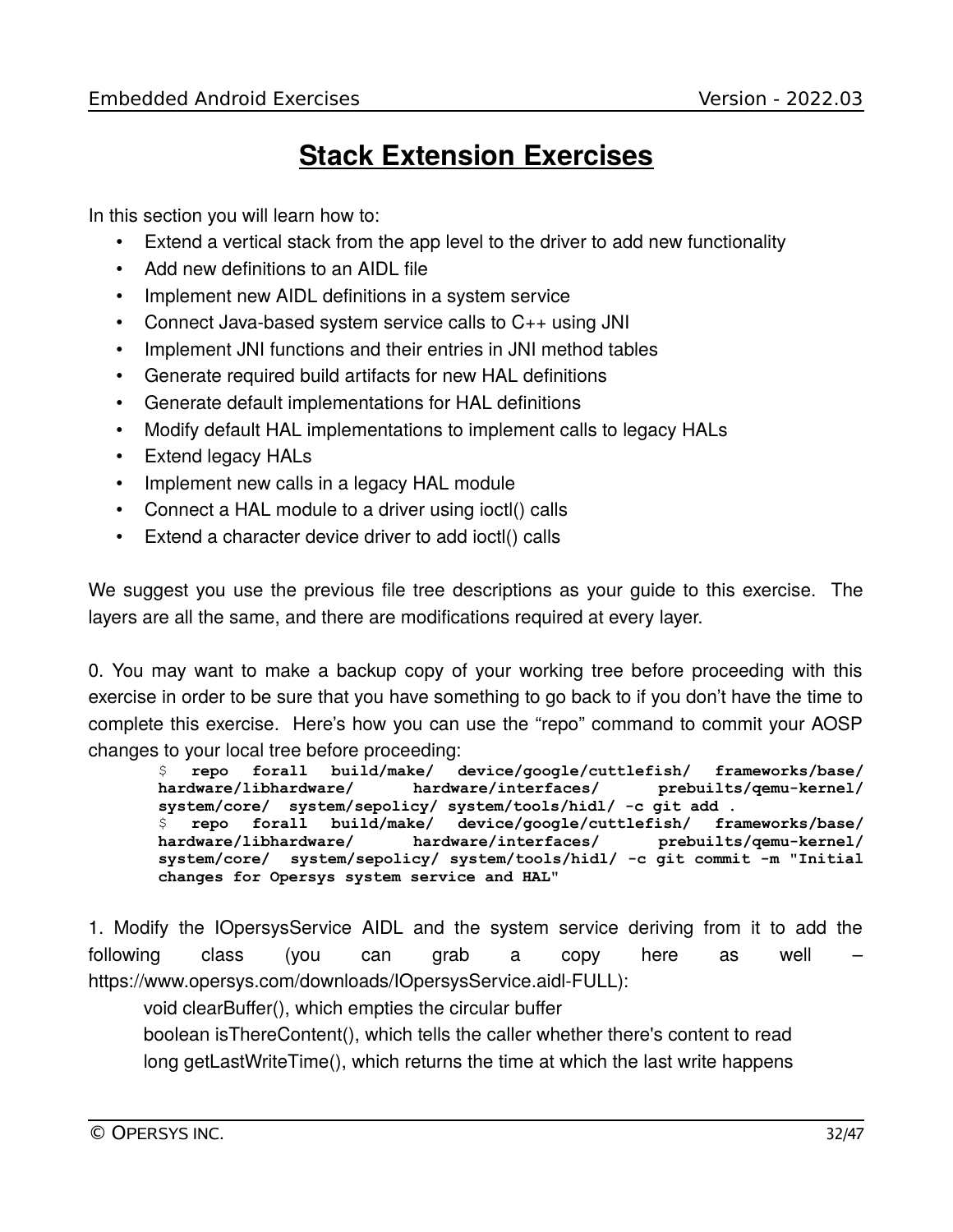# Stack Extension Exercises

In this section you will learn how to:

- Extend a vertical stack from the app level to the driver to add new functionality
- Add new definitions to an AIDL file
- Implement new AIDL definitions in a system service
- Connect Java-based system service calls to C++ using JNI
- Implement JNI functions and their entries in JNI method tables
- Generate required build artifacts for new HAL definitions
- Generate default implementations for HAL definitions
- Modify default HAL implementations to implement calls to legacy HALs
- Extend legacy HALs
- Implement new calls in a legacy HAL module
- Connect a HAL module to a driver using ioctl() calls
- Extend a character device driver to add ioctl() calls

We suggest you use the previous file tree descriptions as your guide to this exercise. The layers are all the same, and there are modifications required at every layer.

0. You may want to make a backup copy of your working tree before proceeding with this exercise in order to be sure that you have something to go back to if you don't have the time to complete this exercise. Here's how you can use the "repo" command to commit your AOSP changes to your local tree before proceeding:

```
$ repo forall build/make/ device/google/cuttlefish/ frameworks/base/ hardware/libhardware/ hardware/interfaces/ prebuilts/qemu-kernel/ system/core/ system/sepolicy/ system/tools/hidl/ -c git add .
$ repo forall build/make/ device/google/cuttlefish/ frameworks/base/ hardware/libhardware/ hardware/interfaces/ prebuilts/qemu-kernel/ system/core/ system/sepolicy/ system/tools/hidl/ -c git commit -m "Initial changes for Opersys system service and HAL"
```

1. Modify the IOpersysService AIDL and the system service deriving from it to add the following class (you can grab a copy here as well – https://www.opersys.com/downloads/IOpersysService.aidl-FULL):

void clearBuffer(), which empties the circular buffer
boolean isThereContent(), which tells the caller whether there's content to read
long getLastWriteTime(), which returns the time at which the last write happens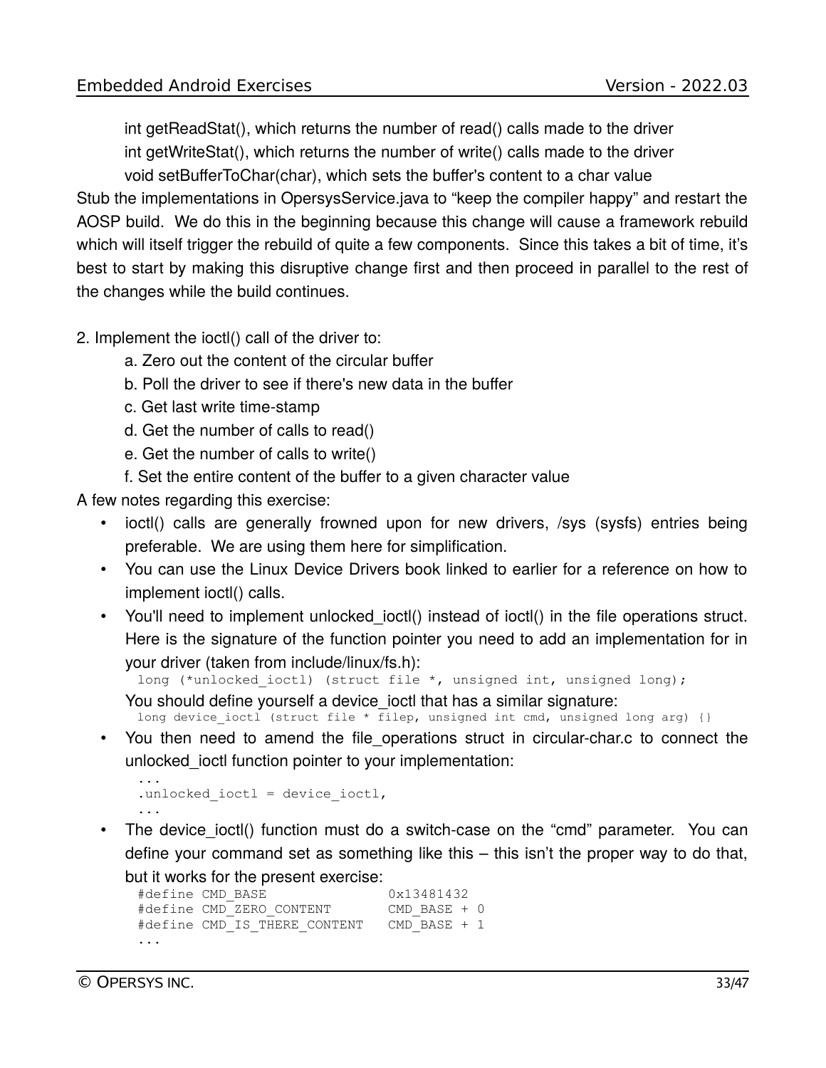int getReadStat(), which returns the number of read() calls made to the driver

    int getWriteStat(), which returns the number of write() calls made to the driver

    void setBufferToChar(char), which sets the buffer's content to a char value

Stub the implementations in OpersysService.java to "keep the compiler happy" and restart the AOSP build. We do this in the beginning because this change will cause a framework rebuild which will itself trigger the rebuild of quite a few components. Since this takes a bit of time, it's best to start by making this disruptive change first and then proceed in parallel to the rest of the changes while the build continues.

2. Implement the ioctl() call of the driver to:

   a. Zero out the content of the circular buffer

   b. Poll the driver to see if there's new data in the buffer

   c. Get last write time-stamp

   d. Get the number of calls to read()

   e. Get the number of calls to write()

   f. Set the entire content of the buffer to a given character value

A few notes regarding this exercise:

- ioctl() calls are generally frowned upon for new drivers, /sys (sysfs) entries being preferable. We are using them here for simplification.
- You can use the Linux Device Drivers book linked to earlier for a reference on how to implement ioctl() calls.
- You'll need to implement unlocked_ioctl() instead of ioctl() in the file operations struct. Here is the signature of the function pointer you need to add an implementation for in your driver (taken from include/linux/fs.h):

  ```
  long (*unlocked_ioctl) (struct file *, unsigned int, unsigned long);
  ```

  You should define yourself a device_ioctl that has a similar signature:

  ```
  long device_ioctl (struct file * filep, unsigned int cmd, unsigned long arg) {}
  ```

- You then need to amend the file_operations struct in circular-char.c to connect the unlocked_ioctl function pointer to your implementation:

  ```
  ...
  .unlocked_ioctl = device_ioctl,
  ...
  ```

- The device_ioctl() function must do a switch-case on the "cmd" parameter. You can define your command set as something like this – this isn't the proper way to do that, but it works for the present exercise:

  ```
  #define CMD_BASE                0x13481432
  #define CMD_ZERO_CONTENT        CMD_BASE + 0
  #define CMD_IS_THERE_CONTENT    CMD_BASE + 1
  ...
  ```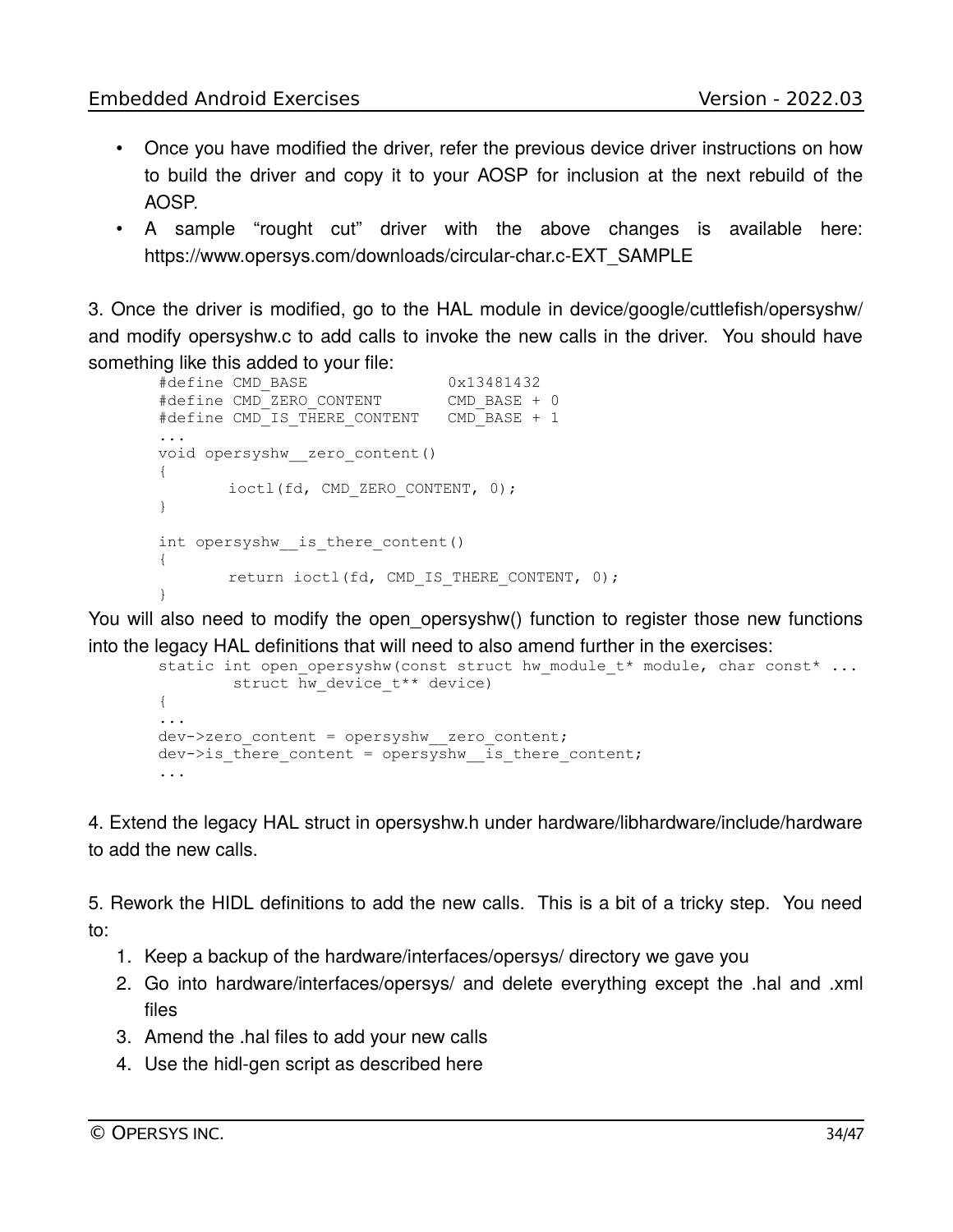- Once you have modified the driver, refer the previous device driver instructions on how to build the driver and copy it to your AOSP for inclusion at the next rebuild of the AOSP.
- A sample "rought cut" driver with the above changes is available here: https://www.opersys.com/downloads/circular-char.c-EXT_SAMPLE

3. Once the driver is modified, go to the HAL module in device/google/cuttlefish/opersyshw/ and modify opersyshw.c to add calls to invoke the new calls in the driver. You should have something like this added to your file:

```
#define CMD_BASE                0x13481432
#define CMD_ZERO_CONTENT        CMD_BASE + 0
#define CMD_IS_THERE_CONTENT    CMD_BASE + 1
...
void opersyshw__zero_content()
{
        ioctl(fd, CMD_ZERO_CONTENT, 0);
}

int opersyshw__is_there_content()
{
        return ioctl(fd, CMD_IS_THERE_CONTENT, 0);
}
```

You will also need to modify the open_opersyshw() function to register those new functions into the legacy HAL definitions that will need to also amend further in the exercises:

```
static int open_opersyshw(const struct hw_module_t* module, char const* ...
        struct hw_device_t** device)
{
...
dev->zero_content = opersyshw__zero_content;
dev->is_there_content = opersyshw__is_there_content;
...
```

4. Extend the legacy HAL struct in opersyshw.h under hardware/libhardware/include/hardware to add the new calls.

5. Rework the HIDL definitions to add the new calls. This is a bit of a tricky step. You need to:

1. Keep a backup of the hardware/interfaces/opersys/ directory we gave you
2. Go into hardware/interfaces/opersys/ and delete everything except the .hal and .xml files
3. Amend the .hal files to add your new calls
4. Use the hidl-gen script as described here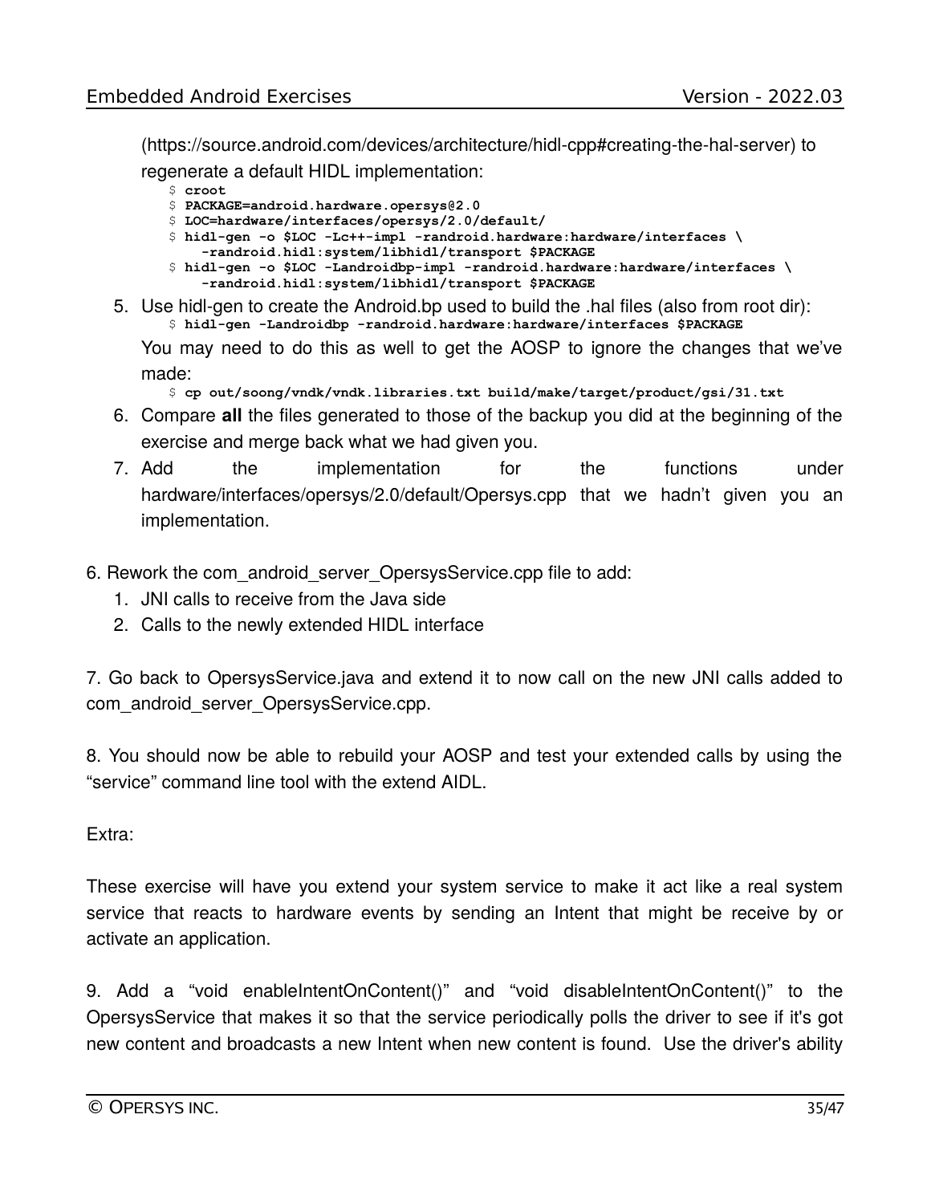(https://source.android.com/devices/architecture/hidl-cpp#creating-the-hal-server) to regenerate a default HIDL implementation:

```
$ croot
$ PACKAGE=android.hardware.opersys@2.0
$ LOC=hardware/interfaces/opersys/2.0/default/
$ hidl-gen -o $LOC -Lc++-impl -randroid.hardware:hardware/interfaces \
    -randroid.hidl:system/libhidl/transport $PACKAGE
$ hidl-gen -o $LOC -Landroidbp-impl -randroid.hardware:hardware/interfaces \
    -randroid.hidl:system/libhidl/transport $PACKAGE
```

5. Use hidl-gen to create the Android.bp used to build the .hal files (also from root dir):

   ```
   $ hidl-gen -Landroidbp -randroid.hardware:hardware/interfaces $PACKAGE
   ```

   You may need to do this as well to get the AOSP to ignore the changes that we've made:

   ```
   $ cp out/soong/vndk/vndk.libraries.txt build/make/target/product/gsi/31.txt
   ```

6. Compare **all** the files generated to those of the backup you did at the beginning of the exercise and merge back what we had given you.
7. Add the implementation for the functions under hardware/interfaces/opersys/2.0/default/Opersys.cpp that we hadn't given you an implementation.

6. Rework the com_android_server_OpersysService.cpp file to add:

1. JNI calls to receive from the Java side
2. Calls to the newly extended HIDL interface

7. Go back to OpersysService.java and extend it to now call on the new JNI calls added to com_android_server_OpersysService.cpp.

8. You should now be able to rebuild your AOSP and test your extended calls by using the "service" command line tool with the extend AIDL.

Extra:

These exercise will have you extend your system service to make it act like a real system service that reacts to hardware events by sending an Intent that might be receive by or activate an application.

9. Add a "void enableIntentOnContent()" and "void disableIntentOnContent()" to the OpersysService that makes it so that the service periodically polls the driver to see if it's got new content and broadcasts a new Intent when new content is found. Use the driver's ability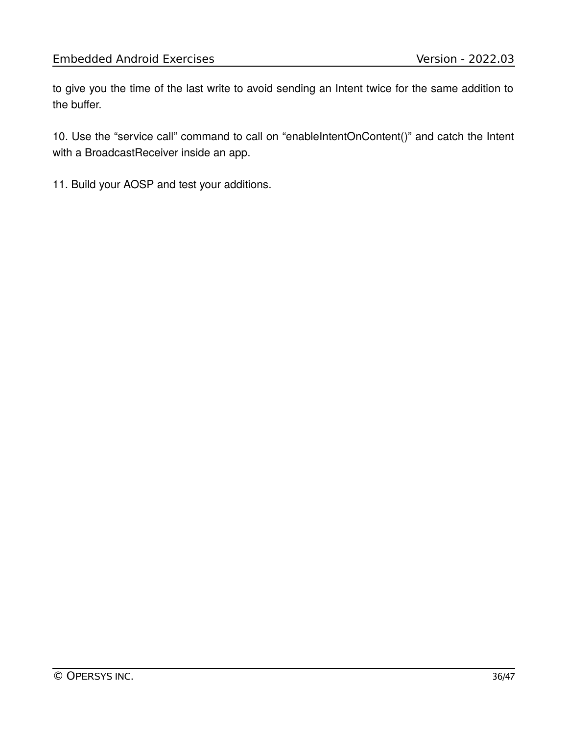to give you the time of the last write to avoid sending an Intent twice for the same addition to the buffer.

10. Use the “service call” command to call on “enableIntentOnContent()” and catch the Intent with a BroadcastReceiver inside an app.

11. Build your AOSP and test your additions.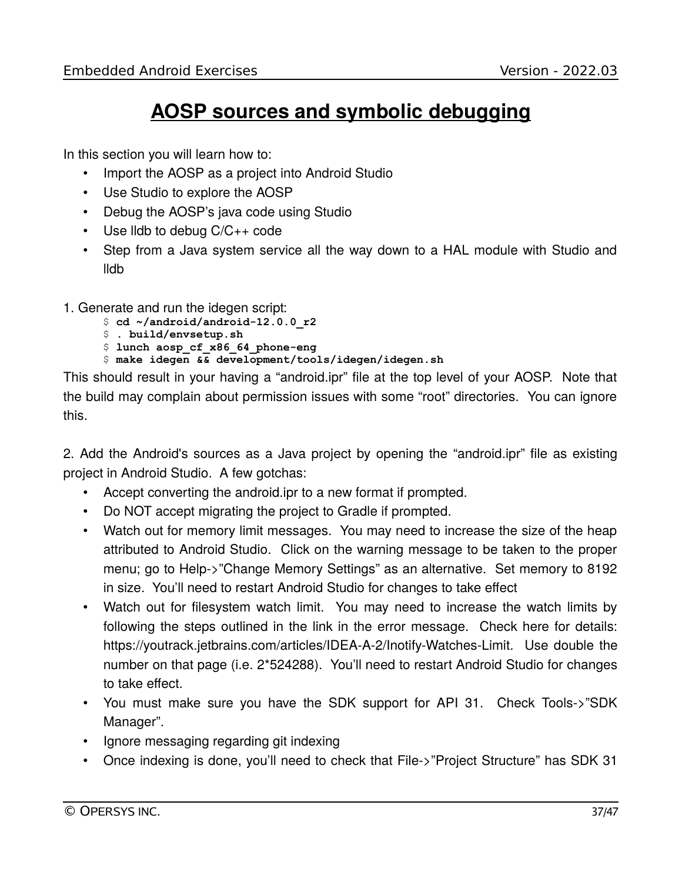# AOSP sources and symbolic debugging

In this section you will learn how to:

- Import the AOSP as a project into Android Studio
- Use Studio to explore the AOSP
- Debug the AOSP's java code using Studio
- Use lldb to debug C/C++ code
- Step from a Java system service all the way down to a HAL module with Studio and lldb

1. Generate and run the idegen script:

```
$ cd ~/android/android-12.0.0_r2
$ . build/envsetup.sh
$ lunch aosp_cf_x86_64_phone-eng
$ make idegen && development/tools/idegen/idegen.sh
```

This should result in your having a "android.ipr" file at the top level of your AOSP. Note that the build may complain about permission issues with some "root" directories. You can ignore this.

2. Add the Android's sources as a Java project by opening the "android.ipr" file as existing project in Android Studio. A few gotchas:

- Accept converting the android.ipr to a new format if prompted.
- Do NOT accept migrating the project to Gradle if prompted.
- Watch out for memory limit messages. You may need to increase the size of the heap attributed to Android Studio. Click on the warning message to be taken to the proper menu; go to Help->"Change Memory Settings" as an alternative. Set memory to 8192 in size. You'll need to restart Android Studio for changes to take effect
- Watch out for filesystem watch limit. You may need to increase the watch limits by following the steps outlined in the link in the error message. Check here for details: https://youtrack.jetbrains.com/articles/IDEA-A-2/Inotify-Watches-Limit. Use double the number on that page (i.e. 2*524288). You'll need to restart Android Studio for changes to take effect.
- You must make sure you have the SDK support for API 31. Check Tools->"SDK Manager".
- Ignore messaging regarding git indexing
- Once indexing is done, you'll need to check that File->"Project Structure" has SDK 31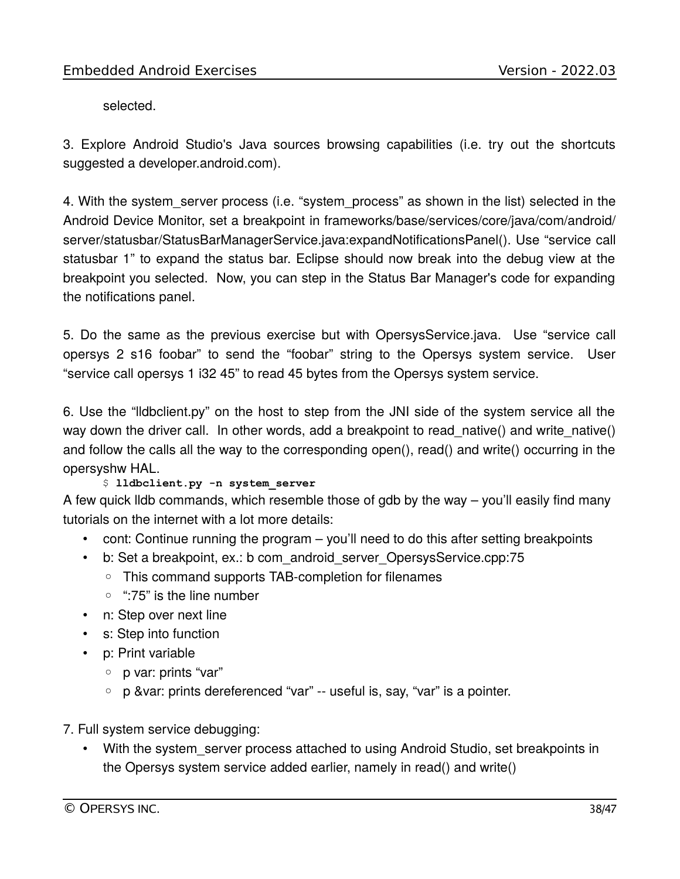selected.

3. Explore Android Studio's Java sources browsing capabilities (i.e. try out the shortcuts suggested a developer.android.com).

4. With the system_server process (i.e. “system_process” as shown in the list) selected in the Android Device Monitor, set a breakpoint in frameworks/base/services/core/java/com/android/server/statusbar/StatusBarManagerService.java:expandNotificationsPanel(). Use “service call statusbar 1” to expand the status bar. Eclipse should now break into the debug view at the breakpoint you selected. Now, you can step in the Status Bar Manager's code for expanding the notifications panel.

5. Do the same as the previous exercise but with OpersysService.java. Use “service call opersys 2 s16 foobar” to send the “foobar” string to the Opersys system service. User “service call opersys 1 i32 45” to read 45 bytes from the Opersys system service.

6. Use the “lldbclient.py” on the host to step from the JNI side of the system service all the way down the driver call. In other words, add a breakpoint to read_native() and write_native() and follow the calls all the way to the corresponding open(), read() and write() occurring in the opersyshw HAL.

```
$ lldbclient.py -n system_server
```

A few quick lldb commands, which resemble those of gdb by the way – you'll easily find many tutorials on the internet with a lot more details:

- cont: Continue running the program – you'll need to do this after setting breakpoints
- b: Set a breakpoint, ex.: b com_android_server_OpersysService.cpp:75
  - This command supports TAB-completion for filenames
  - “:75” is the line number
- n: Step over next line
- s: Step into function
- p: Print variable
  - p var: prints “var”
  - p &var: prints dereferenced “var” -- useful is, say, “var” is a pointer.

7. Full system service debugging:

- With the system_server process attached to using Android Studio, set breakpoints in the Opersys system service added earlier, namely in read() and write()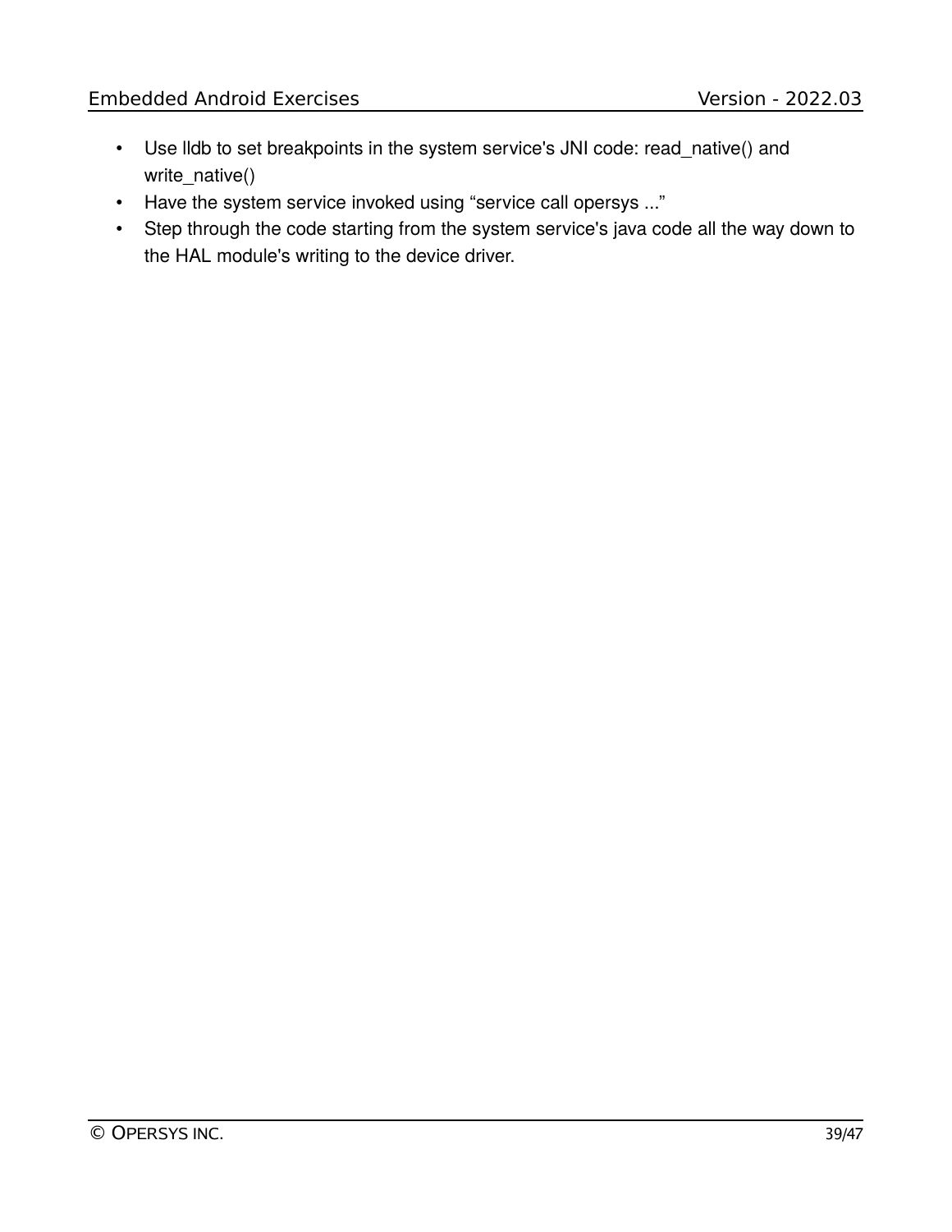- Use lldb to set breakpoints in the system service's JNI code: read_native() and write_native()
- Have the system service invoked using “service call opersys ...”
- Step through the code starting from the system service's java code all the way down to the HAL module's writing to the device driver.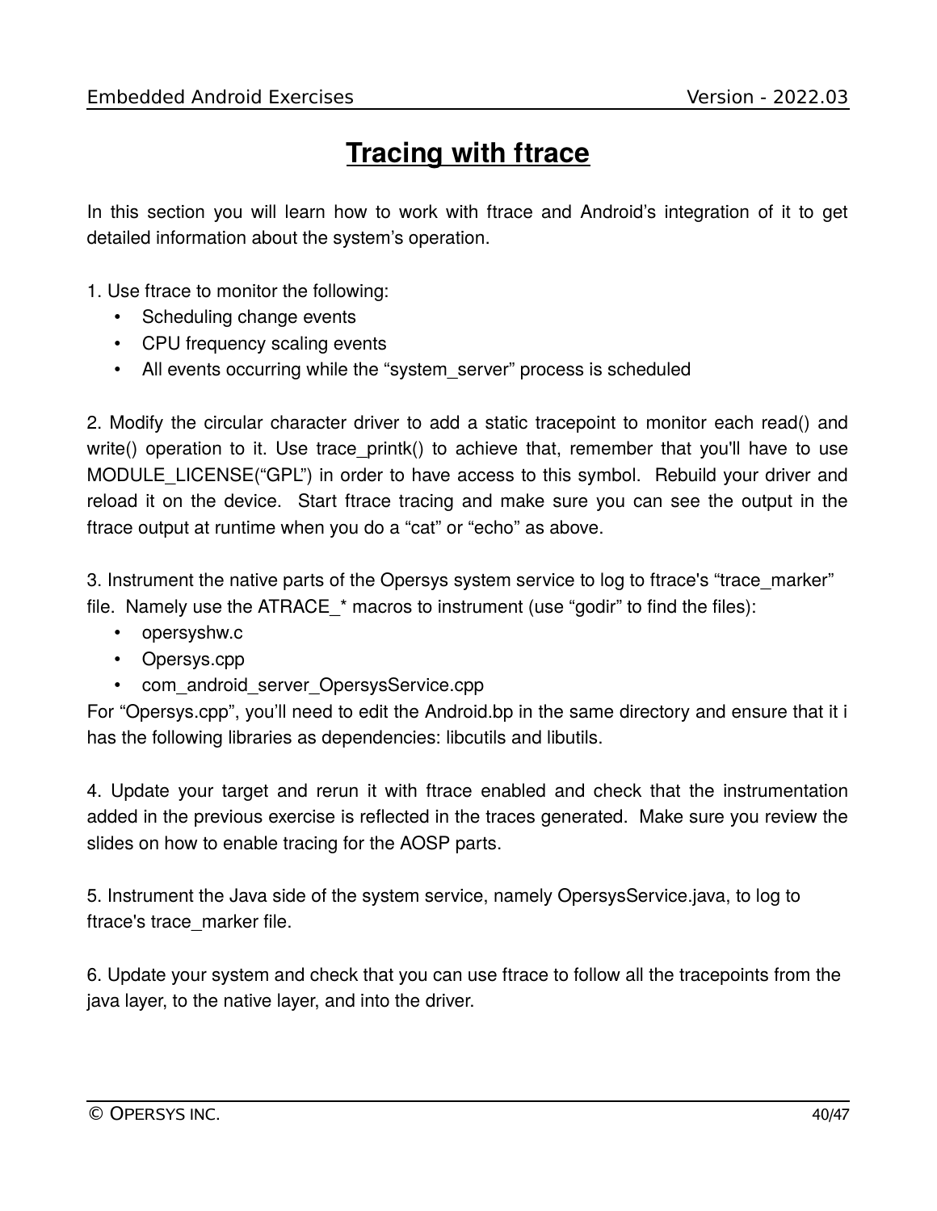# Tracing with ftrace

In this section you will learn how to work with ftrace and Android's integration of it to get detailed information about the system's operation.

1. Use ftrace to monitor the following:
   - Scheduling change events
   - CPU frequency scaling events
   - All events occurring while the "system_server" process is scheduled

2. Modify the circular character driver to add a static tracepoint to monitor each read() and write() operation to it. Use trace_printk() to achieve that, remember that you'll have to use MODULE_LICENSE("GPL") in order to have access to this symbol. Rebuild your driver and reload it on the device. Start ftrace tracing and make sure you can see the output in the ftrace output at runtime when you do a "cat" or "echo" as above.

3. Instrument the native parts of the Opersys system service to log to ftrace's "trace_marker" file. Namely use the ATRACE_* macros to instrument (use "godir" to find the files):
   - opersyshw.c
   - Opersys.cpp
   - com_android_server_OpersysService.cpp

   For "Opersys.cpp", you'll need to edit the Android.bp in the same directory and ensure that it i has the following libraries as dependencies: libcutils and libutils.

4. Update your target and rerun it with ftrace enabled and check that the instrumentation added in the previous exercise is reflected in the traces generated. Make sure you review the slides on how to enable tracing for the AOSP parts.

5. Instrument the Java side of the system service, namely OpersysService.java, to log to ftrace's trace_marker file.

6. Update your system and check that you can use ftrace to follow all the tracepoints from the java layer, to the native layer, and into the driver.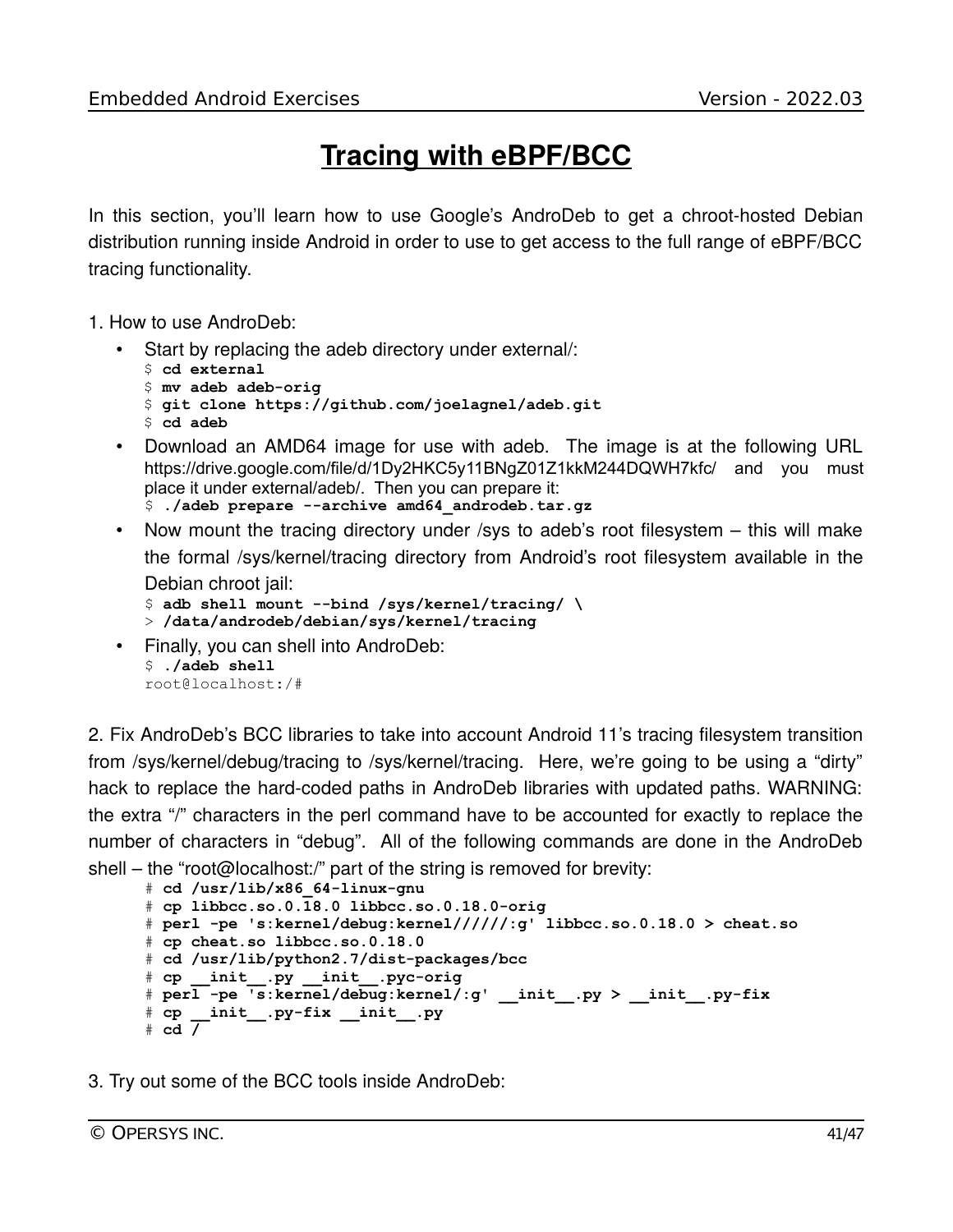# Tracing with eBPF/BCC

In this section, you'll learn how to use Google's AndroDeb to get a chroot-hosted Debian distribution running inside Android in order to use to get access to the full range of eBPF/BCC tracing functionality.

1. How to use AndroDeb:

- Start by replacing the adeb directory under external/:

```
$ cd external
$ mv adeb adeb-orig
$ git clone https://github.com/joelagnel/adeb.git
$ cd adeb
```

- Download an AMD64 image for use with adeb. The image is at the following URL https://drive.google.com/file/d/1Dy2HKC5y11BNgZ01Z1kkM244DQWH7kfc/ and you must place it under external/adeb/. Then you can prepare it:

```
$ ./adeb prepare --archive amd64_androdeb.tar.gz
```

- Now mount the tracing directory under /sys to adeb's root filesystem – this will make the formal /sys/kernel/tracing directory from Android's root filesystem available in the Debian chroot jail:

```
$ adb shell mount --bind /sys/kernel/tracing/ \
> /data/androdeb/debian/sys/kernel/tracing
```

- Finally, you can shell into AndroDeb:

```
$ ./adeb shell
root@localhost:/#
```

2. Fix AndroDeb's BCC libraries to take into account Android 11's tracing filesystem transition from /sys/kernel/debug/tracing to /sys/kernel/tracing. Here, we're going to be using a "dirty" hack to replace the hard-coded paths in AndroDeb libraries with updated paths. WARNING: the extra "/" characters in the perl command have to be accounted for exactly to replace the number of characters in "debug". All of the following commands are done in the AndroDeb shell – the "root@localhost:/" part of the string is removed for brevity:

```
# cd /usr/lib/x86_64-linux-gnu
# cp libbcc.so.0.18.0 libbcc.so.0.18.0-orig
# perl -pe 's:kernel/debug:kernel//////:g' libbcc.so.0.18.0 > cheat.so
# cp cheat.so libbcc.so.0.18.0
# cd /usr/lib/python2.7/dist-packages/bcc
# cp __init__.py __init__.pyc-orig
# perl -pe 's:kernel/debug:kernel/:g' __init__.py > __init__.py-fix
# cp __init__.py-fix __init__.py
# cd /
```

3. Try out some of the BCC tools inside AndroDeb: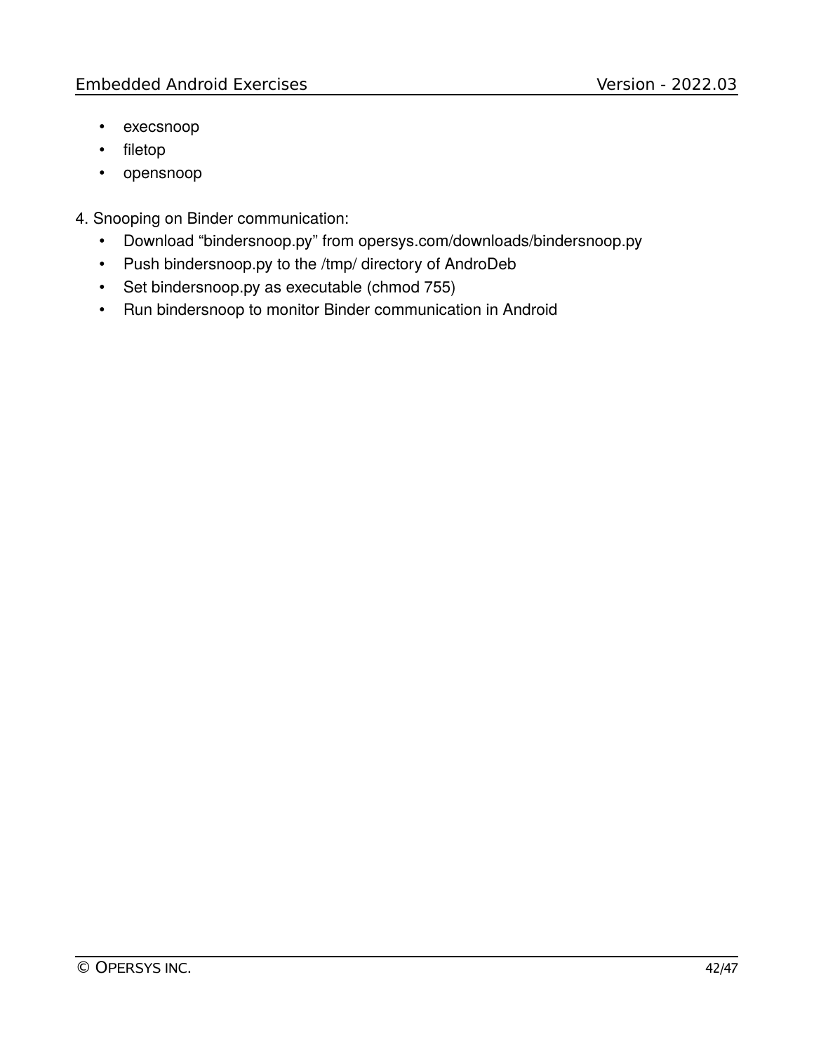- execsnoop
- filetop
- opensnoop

4. Snooping on Binder communication:
   - Download “bindersnoop.py” from opersys.com/downloads/bindersnoop.py
   - Push bindersnoop.py to the /tmp/ directory of AndroDeb
   - Set bindersnoop.py as executable (chmod 755)
   - Run bindersnoop to monitor Binder communication in Android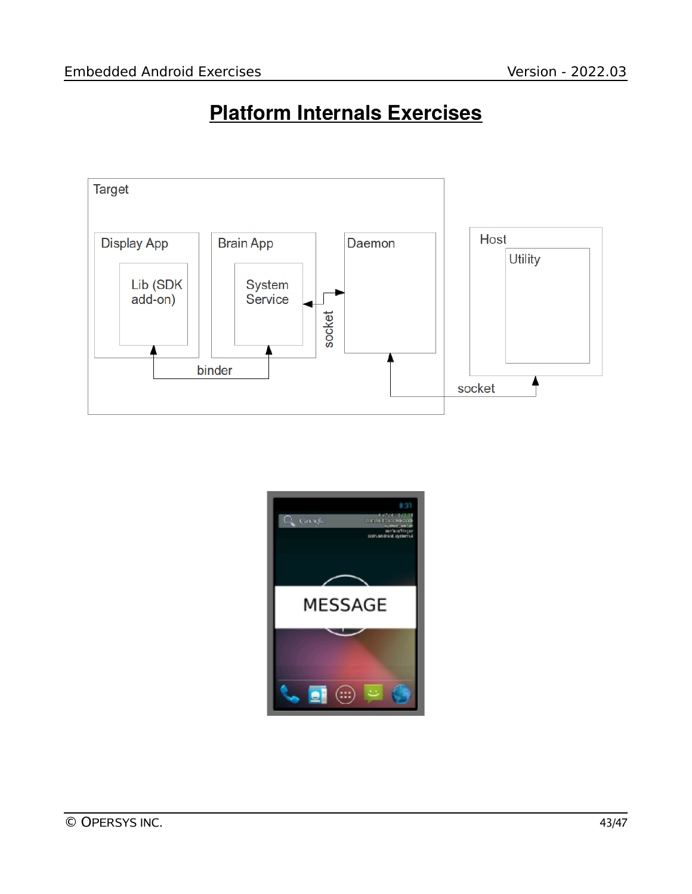# Platform Internals Exercises

Target

Display App

Lib (SDK add-on)

Brain App

System Service

Daemon

socket

binder

Host

Utility

socket

MESSAGE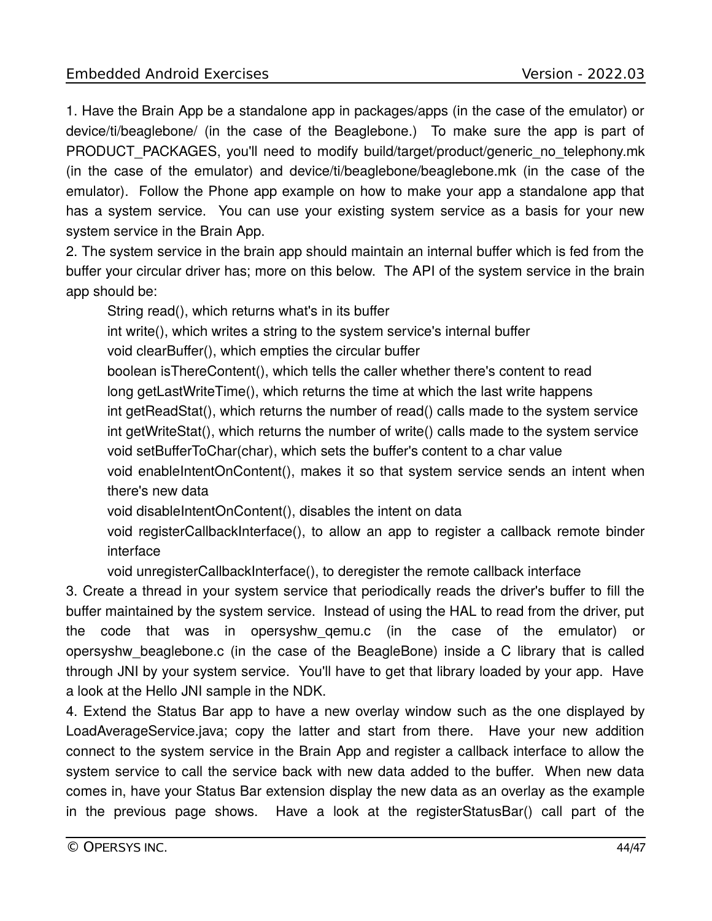1. Have the Brain App be a standalone app in packages/apps (in the case of the emulator) or device/ti/beaglebone/ (in the case of the Beaglebone.) To make sure the app is part of PRODUCT_PACKAGES, you'll need to modify build/target/product/generic_no_telephony.mk (in the case of the emulator) and device/ti/beaglebone/beaglebone.mk (in the case of the emulator). Follow the Phone app example on how to make your app a standalone app that has a system service. You can use your existing system service as a basis for your new system service in the Brain App.

2. The system service in the brain app should maintain an internal buffer which is fed from the buffer your circular driver has; more on this below. The API of the system service in the brain app should be:

   String read(), which returns what's in its buffer

   int write(), which writes a string to the system service's internal buffer

   void clearBuffer(), which empties the circular buffer

   boolean isThereContent(), which tells the caller whether there's content to read

   long getLastWriteTime(), which returns the time at which the last write happens

   int getReadStat(), which returns the number of read() calls made to the system service

   int getWriteStat(), which returns the number of write() calls made to the system service

   void setBufferToChar(char), which sets the buffer's content to a char value

   void enableIntentOnContent(), makes it so that system service sends an intent when there's new data

   void disableIntentOnContent(), disables the intent on data

   void registerCallbackInterface(), to allow an app to register a callback remote binder interface

   void unregisterCallbackInterface(), to deregister the remote callback interface

3. Create a thread in your system service that periodically reads the driver's buffer to fill the buffer maintained by the system service. Instead of using the HAL to read from the driver, put the code that was in opersyshw_qemu.c (in the case of the emulator) or opersyshw_beaglebone.c (in the case of the BeagleBone) inside a C library that is called through JNI by your system service. You'll have to get that library loaded by your app. Have a look at the Hello JNI sample in the NDK.

4. Extend the Status Bar app to have a new overlay window such as the one displayed by LoadAverageService.java; copy the latter and start from there. Have your new addition connect to the system service in the Brain App and register a callback interface to allow the system service to call the service back with new data added to the buffer. When new data comes in, have your Status Bar extension display the new data as an overlay as the example in the previous page shows. Have a look at the registerStatusBar() call part of the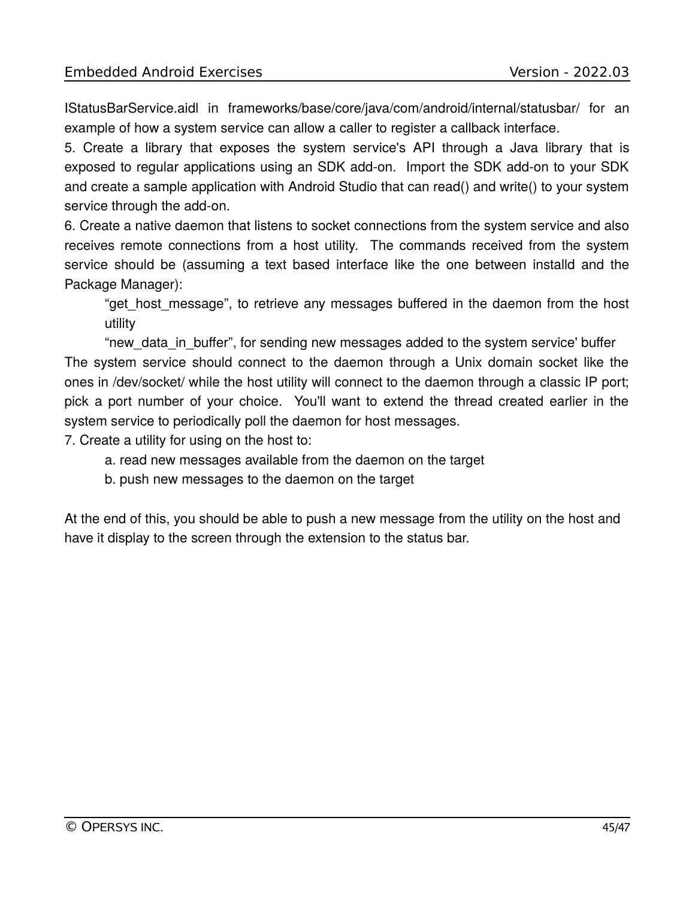IStatusBarService.aidl in frameworks/base/core/java/com/android/internal/statusbar/ for an example of how a system service can allow a caller to register a callback interface.

5. Create a library that exposes the system service's API through a Java library that is exposed to regular applications using an SDK add-on. Import the SDK add-on to your SDK and create a sample application with Android Studio that can read() and write() to your system service through the add-on.

6. Create a native daemon that listens to socket connections from the system service and also receives remote connections from a host utility. The commands received from the system service should be (assuming a text based interface like the one between installd and the Package Manager):

> “get_host_message”, to retrieve any messages buffered in the daemon from the host utility
>
> “new_data_in_buffer”, for sending new messages added to the system service' buffer

The system service should connect to the daemon through a Unix domain socket like the ones in /dev/socket/ while the host utility will connect to the daemon through a classic IP port; pick a port number of your choice. You'll want to extend the thread created earlier in the system service to periodically poll the daemon for host messages.

7. Create a utility for using on the host to:

- a. read new messages available from the daemon on the target
- b. push new messages to the daemon on the target

At the end of this, you should be able to push a new message from the utility on the host and have it display to the screen through the extension to the status bar.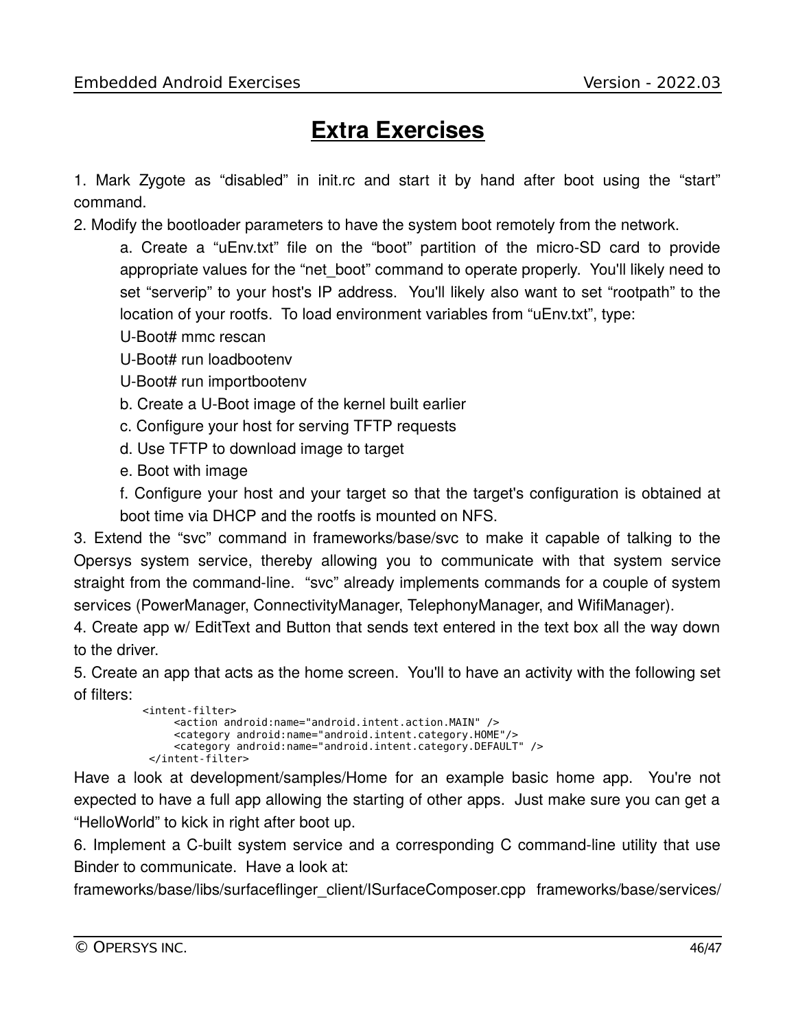# Extra Exercises

1. Mark Zygote as “disabled” in init.rc and start it by hand after boot using the “start” command.
2. Modify the bootloader parameters to have the system boot remotely from the network.
    a. Create a “uEnv.txt” file on the “boot” partition of the micro-SD card to provide appropriate values for the “net_boot” command to operate properly. You'll likely need to set “serverip” to your host's IP address. You'll likely also want to set “rootpath” to the location of your rootfs. To load environment variables from “uEnv.txt”, type:
    U-Boot# mmc rescan
    U-Boot# run loadbootenv
    U-Boot# run importbootenv
    b. Create a U-Boot image of the kernel built earlier
    c. Configure your host for serving TFTP requests
    d. Use TFTP to download image to target
    e. Boot with image
    f. Configure your host and your target so that the target's configuration is obtained at boot time via DHCP and the rootfs is mounted on NFS.
3. Extend the “svc” command in frameworks/base/svc to make it capable of talking to the Opersys system service, thereby allowing you to communicate with that system service straight from the command-line. “svc” already implements commands for a couple of system services (PowerManager, ConnectivityManager, TelephonyManager, and WifiManager).
4. Create app w/ EditText and Button that sends text entered in the text box all the way down to the driver.
5. Create an app that acts as the home screen. You'll to have an activity with the following set of filters:

```
<intent-filter>
     <action android:name="android.intent.action.MAIN" />
     <category android:name="android.intent.category.HOME"/>
     <category android:name="android.intent.category.DEFAULT" />
 </intent-filter>
```

Have a look at development/samples/Home for an example basic home app. You're not expected to have a full app allowing the starting of other apps. Just make sure you can get a “HelloWorld” to kick in right after boot up.

6. Implement a C-built system service and a corresponding C command-line utility that use Binder to communicate. Have a look at:
frameworks/base/libs/surfaceflinger_client/ISurfaceComposer.cpp frameworks/base/services/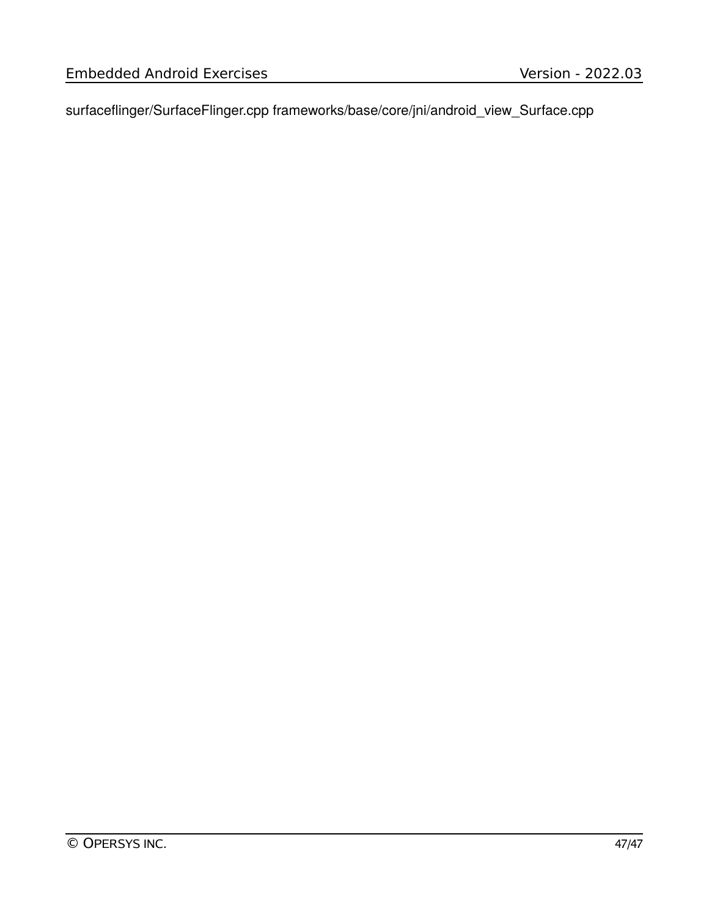surfaceflinger/SurfaceFlinger.cpp frameworks/base/core/jni/android_view_Surface.cpp